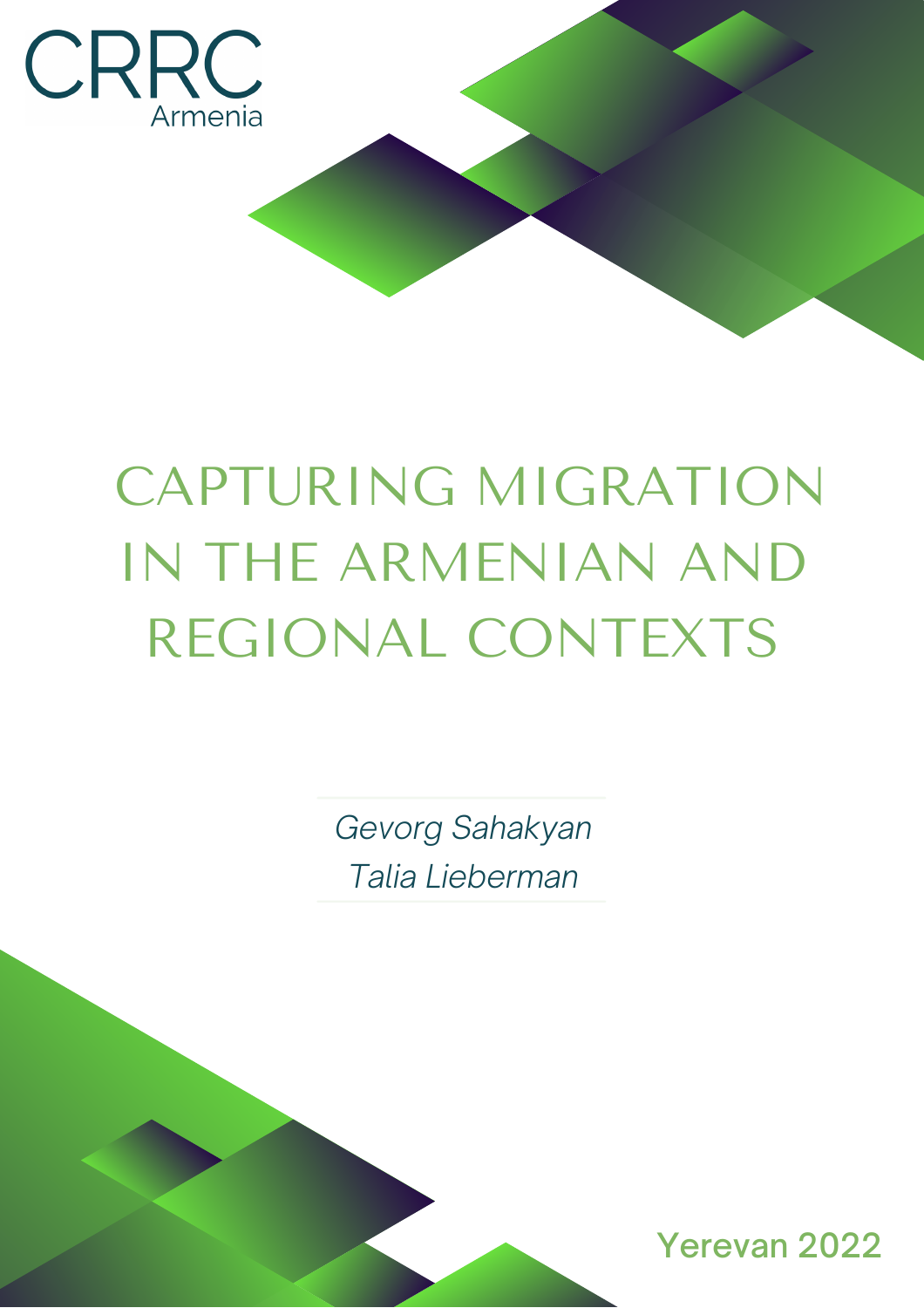CRRC
Armenia

# CAPTURING MIGRATION IN THE ARMENIAN AND REGIONAL CONTEXTS

*Gevorg Sahakyan*
*Talia Lieberman*

Yerevan 2022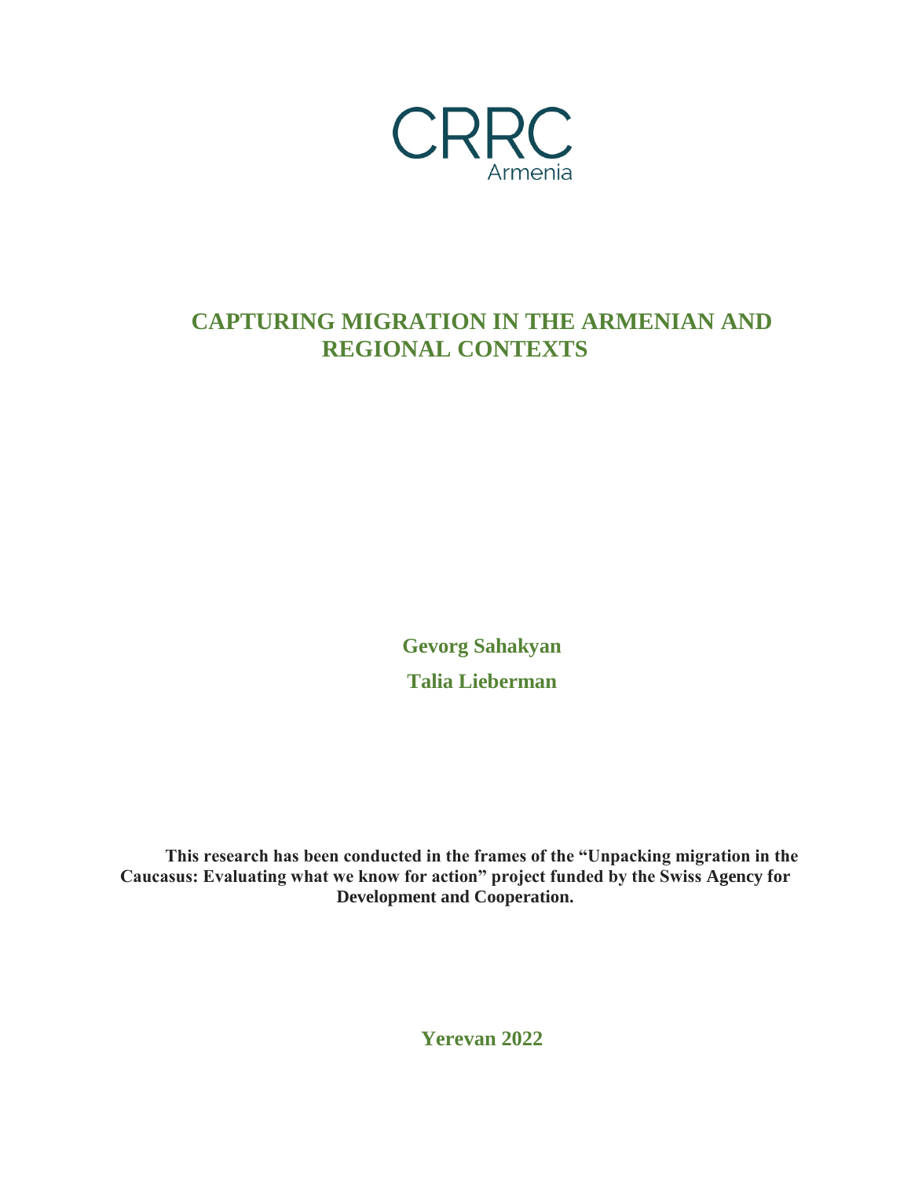CRRC
Armenia

# CAPTURING MIGRATION IN THE ARMENIAN AND REGIONAL CONTEXTS

**Gevorg Sahakyan**

**Talia Lieberman**

**This research has been conducted in the frames of the "Unpacking migration in the Caucasus: Evaluating what we know for action" project funded by the Swiss Agency for Development and Cooperation.**

**Yerevan 2022**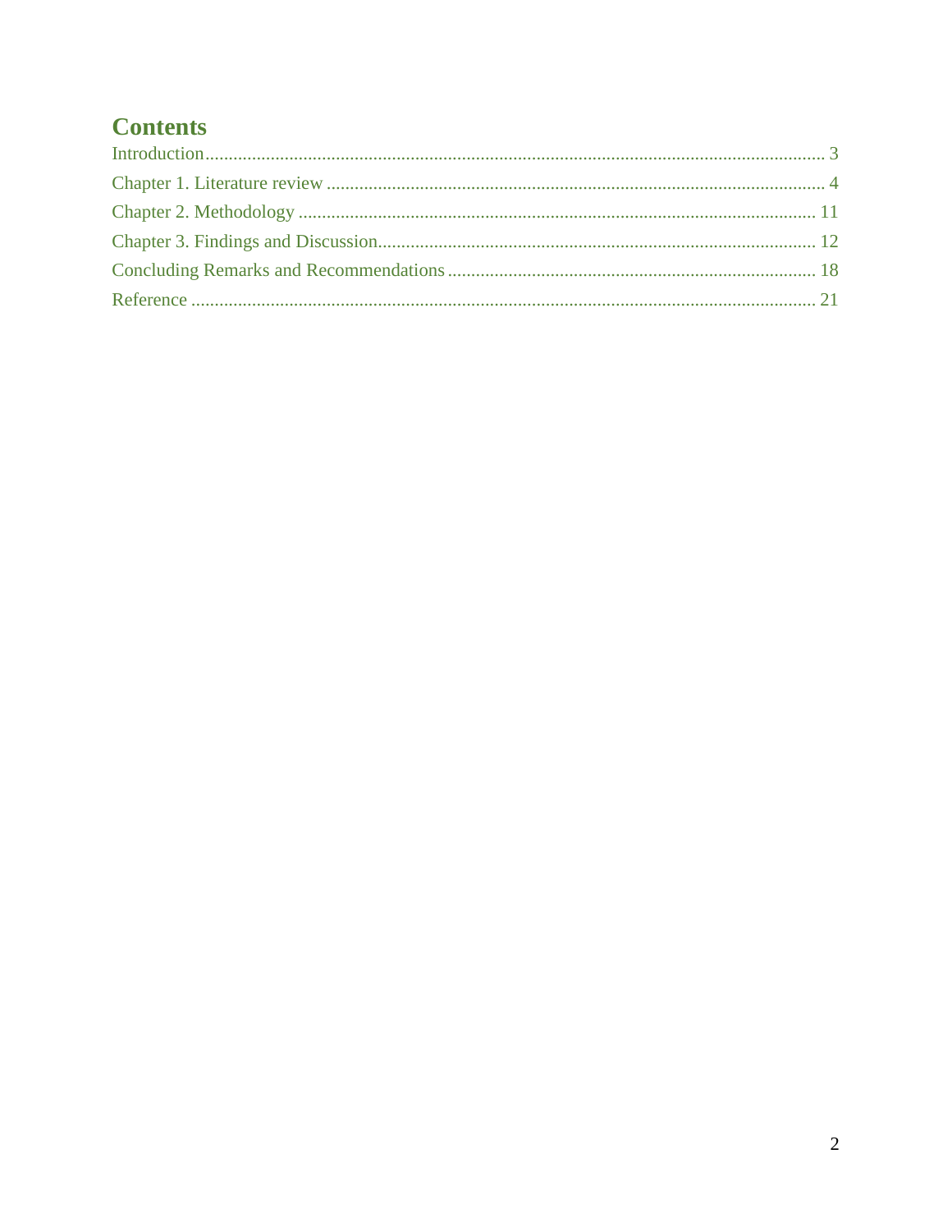# Contents

Introduction ........................................................................................................................ 3

Chapter 1. Literature review ............................................................................................ 4

Chapter 2. Methodology ................................................................................................. 11

Chapter 3. Findings and Discussion ............................................................................... 12

Concluding Remarks and Recommendations ................................................................. 18

Reference ....................................................................................................................... 21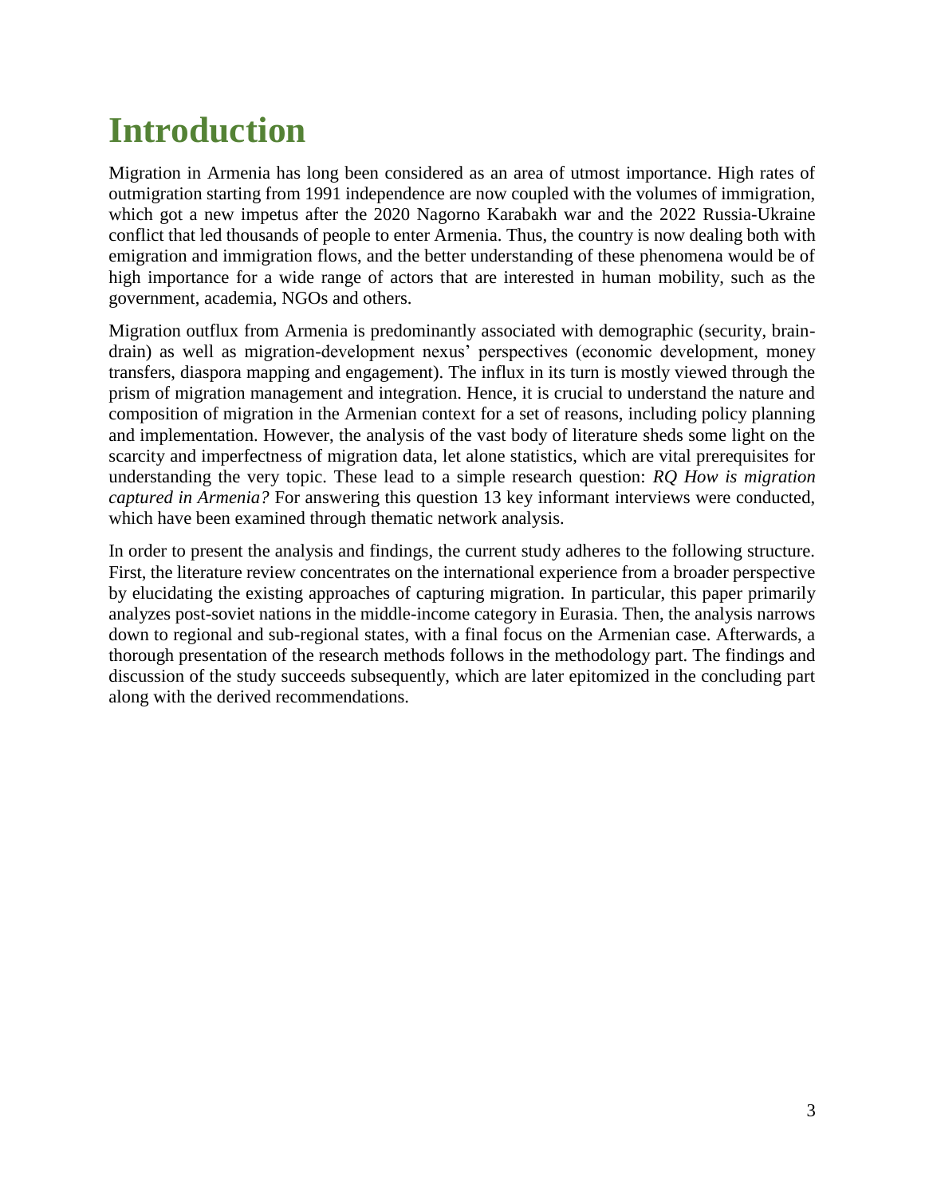# Introduction

Migration in Armenia has long been considered as an area of utmost importance. High rates of outmigration starting from 1991 independence are now coupled with the volumes of immigration, which got a new impetus after the 2020 Nagorno Karabakh war and the 2022 Russia-Ukraine conflict that led thousands of people to enter Armenia. Thus, the country is now dealing both with emigration and immigration flows, and the better understanding of these phenomena would be of high importance for a wide range of actors that are interested in human mobility, such as the government, academia, NGOs and others.

Migration outflux from Armenia is predominantly associated with demographic (security, brain-drain) as well as migration-development nexus' perspectives (economic development, money transfers, diaspora mapping and engagement). The influx in its turn is mostly viewed through the prism of migration management and integration. Hence, it is crucial to understand the nature and composition of migration in the Armenian context for a set of reasons, including policy planning and implementation. However, the analysis of the vast body of literature sheds some light on the scarcity and imperfectness of migration data, let alone statistics, which are vital prerequisites for understanding the very topic. These lead to a simple research question: *RQ How is migration captured in Armenia?* For answering this question 13 key informant interviews were conducted, which have been examined through thematic network analysis.

In order to present the analysis and findings, the current study adheres to the following structure. First, the literature review concentrates on the international experience from a broader perspective by elucidating the existing approaches of capturing migration. In particular, this paper primarily analyzes post-soviet nations in the middle-income category in Eurasia. Then, the analysis narrows down to regional and sub-regional states, with a final focus on the Armenian case. Afterwards, a thorough presentation of the research methods follows in the methodology part. The findings and discussion of the study succeeds subsequently, which are later epitomized in the concluding part along with the derived recommendations.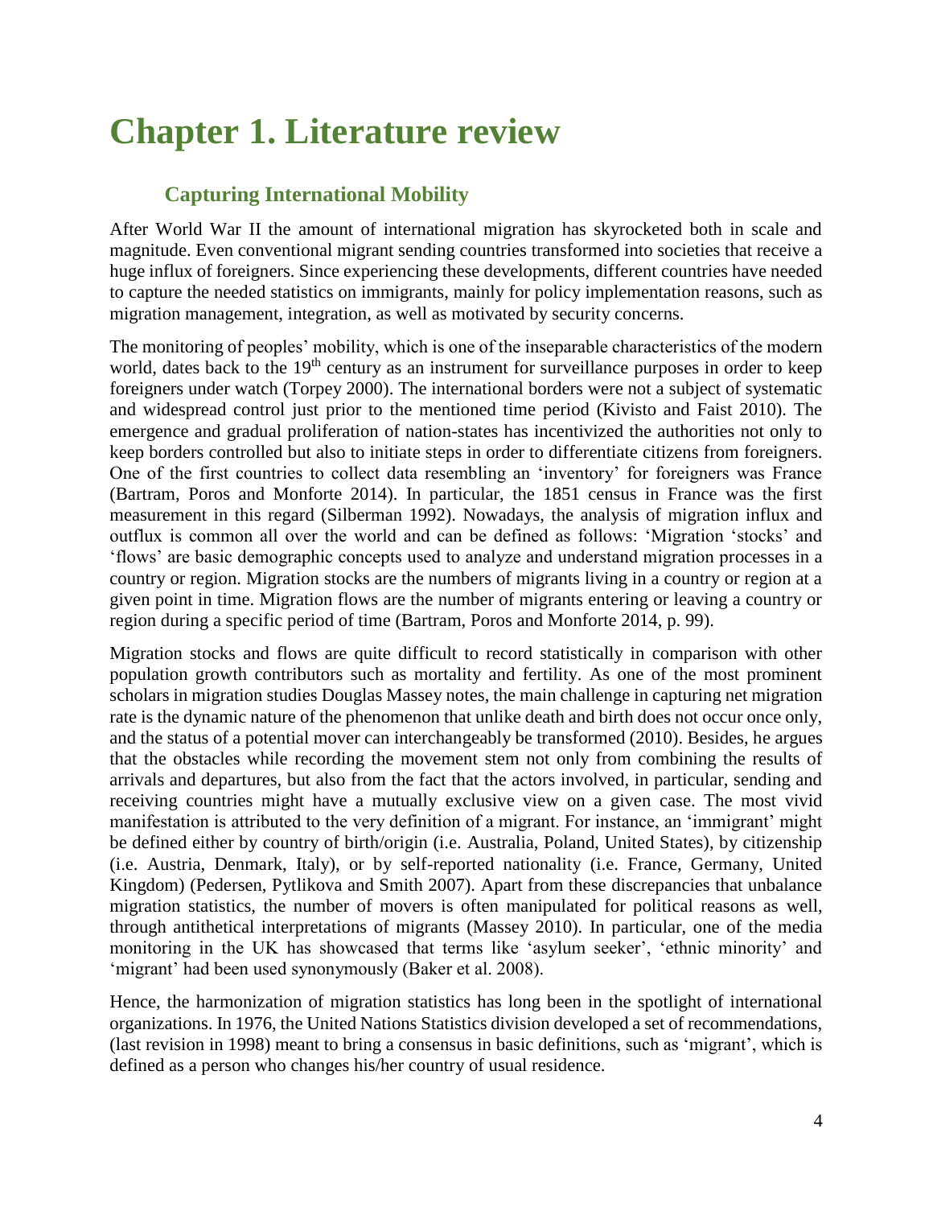# Chapter 1. Literature review

## Capturing International Mobility

After World War II the amount of international migration has skyrocketed both in scale and magnitude. Even conventional migrant sending countries transformed into societies that receive a huge influx of foreigners. Since experiencing these developments, different countries have needed to capture the needed statistics on immigrants, mainly for policy implementation reasons, such as migration management, integration, as well as motivated by security concerns.

The monitoring of peoples' mobility, which is one of the inseparable characteristics of the modern world, dates back to the 19th century as an instrument for surveillance purposes in order to keep foreigners under watch (Torpey 2000). The international borders were not a subject of systematic and widespread control just prior to the mentioned time period (Kivisto and Faist 2010). The emergence and gradual proliferation of nation-states has incentivized the authorities not only to keep borders controlled but also to initiate steps in order to differentiate citizens from foreigners. One of the first countries to collect data resembling an 'inventory' for foreigners was France (Bartram, Poros and Monforte 2014). In particular, the 1851 census in France was the first measurement in this regard (Silberman 1992). Nowadays, the analysis of migration influx and outflux is common all over the world and can be defined as follows: 'Migration 'stocks' and 'flows' are basic demographic concepts used to analyze and understand migration processes in a country or region. Migration stocks are the numbers of migrants living in a country or region at a given point in time. Migration flows are the number of migrants entering or leaving a country or region during a specific period of time (Bartram, Poros and Monforte 2014, p. 99).

Migration stocks and flows are quite difficult to record statistically in comparison with other population growth contributors such as mortality and fertility. As one of the most prominent scholars in migration studies Douglas Massey notes, the main challenge in capturing net migration rate is the dynamic nature of the phenomenon that unlike death and birth does not occur once only, and the status of a potential mover can interchangeably be transformed (2010). Besides, he argues that the obstacles while recording the movement stem not only from combining the results of arrivals and departures, but also from the fact that the actors involved, in particular, sending and receiving countries might have a mutually exclusive view on a given case. The most vivid manifestation is attributed to the very definition of a migrant. For instance, an 'immigrant' might be defined either by country of birth/origin (i.e. Australia, Poland, United States), by citizenship (i.e. Austria, Denmark, Italy), or by self-reported nationality (i.e. France, Germany, United Kingdom) (Pedersen, Pytlikova and Smith 2007). Apart from these discrepancies that unbalance migration statistics, the number of movers is often manipulated for political reasons as well, through antithetical interpretations of migrants (Massey 2010). In particular, one of the media monitoring in the UK has showcased that terms like 'asylum seeker', 'ethnic minority' and 'migrant' had been used synonymously (Baker et al. 2008).

Hence, the harmonization of migration statistics has long been in the spotlight of international organizations. In 1976, the United Nations Statistics division developed a set of recommendations, (last revision in 1998) meant to bring a consensus in basic definitions, such as 'migrant', which is defined as a person who changes his/her country of usual residence.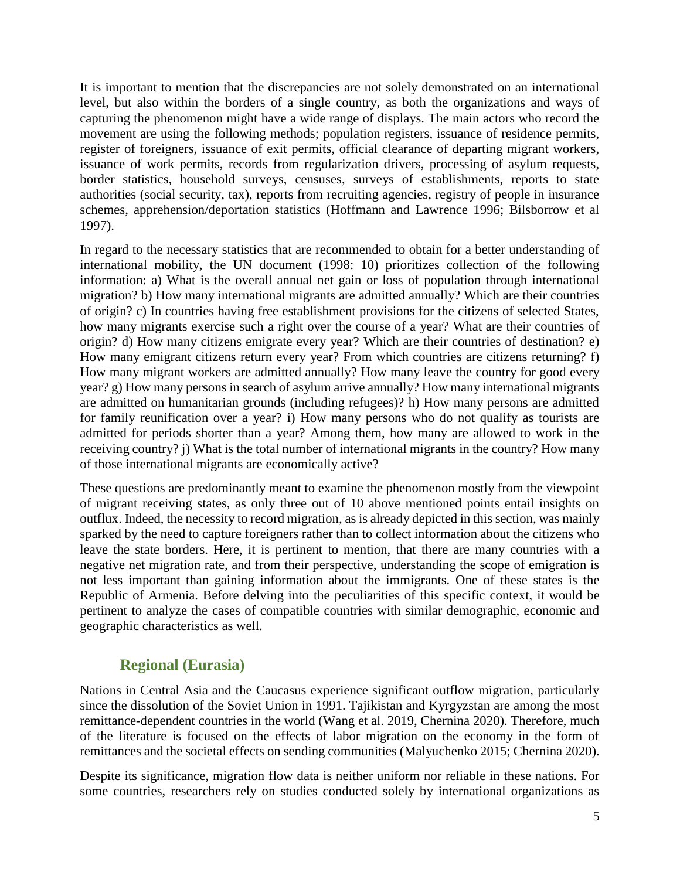It is important to mention that the discrepancies are not solely demonstrated on an international level, but also within the borders of a single country, as both the organizations and ways of capturing the phenomenon might have a wide range of displays. The main actors who record the movement are using the following methods; population registers, issuance of residence permits, register of foreigners, issuance of exit permits, official clearance of departing migrant workers, issuance of work permits, records from regularization drivers, processing of asylum requests, border statistics, household surveys, censuses, surveys of establishments, reports to state authorities (social security, tax), reports from recruiting agencies, registry of people in insurance schemes, apprehension/deportation statistics (Hoffmann and Lawrence 1996; Bilsborrow et al 1997).

In regard to the necessary statistics that are recommended to obtain for a better understanding of international mobility, the UN document (1998: 10) prioritizes collection of the following information: a) What is the overall annual net gain or loss of population through international migration? b) How many international migrants are admitted annually? Which are their countries of origin? c) In countries having free establishment provisions for the citizens of selected States, how many migrants exercise such a right over the course of a year? What are their countries of origin? d) How many citizens emigrate every year? Which are their countries of destination? e) How many emigrant citizens return every year? From which countries are citizens returning? f) How many migrant workers are admitted annually? How many leave the country for good every year? g) How many persons in search of asylum arrive annually? How many international migrants are admitted on humanitarian grounds (including refugees)? h) How many persons are admitted for family reunification over a year? i) How many persons who do not qualify as tourists are admitted for periods shorter than a year? Among them, how many are allowed to work in the receiving country? j) What is the total number of international migrants in the country? How many of those international migrants are economically active?

These questions are predominantly meant to examine the phenomenon mostly from the viewpoint of migrant receiving states, as only three out of 10 above mentioned points entail insights on outflux. Indeed, the necessity to record migration, as is already depicted in this section, was mainly sparked by the need to capture foreigners rather than to collect information about the citizens who leave the state borders. Here, it is pertinent to mention, that there are many countries with a negative net migration rate, and from their perspective, understanding the scope of emigration is not less important than gaining information about the immigrants. One of these states is the Republic of Armenia. Before delving into the peculiarities of this specific context, it would be pertinent to analyze the cases of compatible countries with similar demographic, economic and geographic characteristics as well.

## Regional (Eurasia)

Nations in Central Asia and the Caucasus experience significant outflow migration, particularly since the dissolution of the Soviet Union in 1991. Tajikistan and Kyrgyzstan are among the most remittance-dependent countries in the world (Wang et al. 2019, Chernina 2020). Therefore, much of the literature is focused on the effects of labor migration on the economy in the form of remittances and the societal effects on sending communities (Malyuchenko 2015; Chernina 2020).

Despite its significance, migration flow data is neither uniform nor reliable in these nations. For some countries, researchers rely on studies conducted solely by international organizations as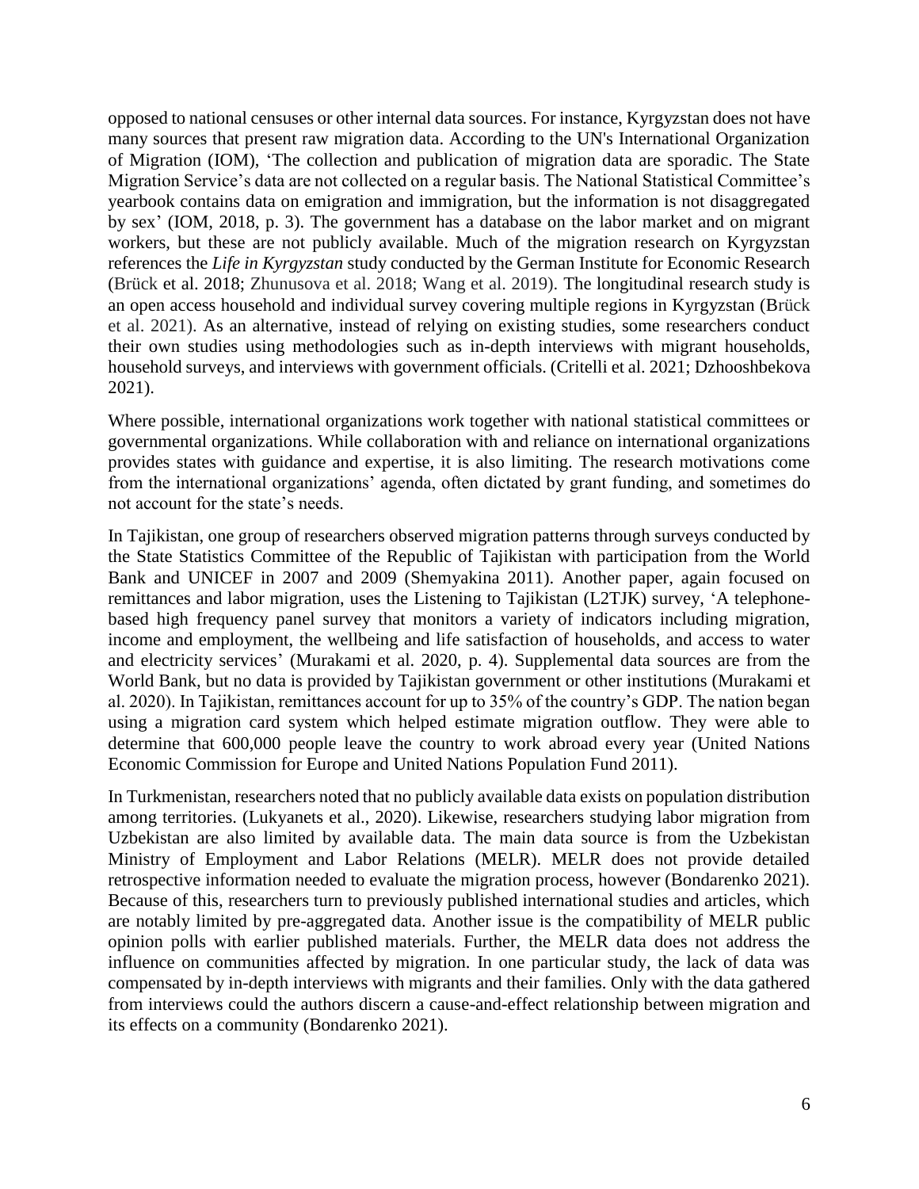opposed to national censuses or other internal data sources. For instance, Kyrgyzstan does not have many sources that present raw migration data. According to the UN's International Organization of Migration (IOM), 'The collection and publication of migration data are sporadic. The State Migration Service's data are not collected on a regular basis. The National Statistical Committee's yearbook contains data on emigration and immigration, but the information is not disaggregated by sex' (IOM, 2018, p. 3). The government has a database on the labor market and on migrant workers, but these are not publicly available. Much of the migration research on Kyrgyzstan references the *Life in Kyrgyzstan* study conducted by the German Institute for Economic Research (Brück et al. 2018; Zhunusova et al. 2018; Wang et al. 2019). The longitudinal research study is an open access household and individual survey covering multiple regions in Kyrgyzstan (Brück et al. 2021). As an alternative, instead of relying on existing studies, some researchers conduct their own studies using methodologies such as in-depth interviews with migrant households, household surveys, and interviews with government officials. (Critelli et al. 2021; Dzhooshbekova 2021).

Where possible, international organizations work together with national statistical committees or governmental organizations. While collaboration with and reliance on international organizations provides states with guidance and expertise, it is also limiting. The research motivations come from the international organizations' agenda, often dictated by grant funding, and sometimes do not account for the state's needs.

In Tajikistan, one group of researchers observed migration patterns through surveys conducted by the State Statistics Committee of the Republic of Tajikistan with participation from the World Bank and UNICEF in 2007 and 2009 (Shemyakina 2011). Another paper, again focused on remittances and labor migration, uses the Listening to Tajikistan (L2TJK) survey, 'A telephone-based high frequency panel survey that monitors a variety of indicators including migration, income and employment, the wellbeing and life satisfaction of households, and access to water and electricity services' (Murakami et al. 2020, p. 4). Supplemental data sources are from the World Bank, but no data is provided by Tajikistan government or other institutions (Murakami et al. 2020). In Tajikistan, remittances account for up to 35% of the country's GDP. The nation began using a migration card system which helped estimate migration outflow. They were able to determine that 600,000 people leave the country to work abroad every year (United Nations Economic Commission for Europe and United Nations Population Fund 2011).

In Turkmenistan, researchers noted that no publicly available data exists on population distribution among territories. (Lukyanets et al., 2020). Likewise, researchers studying labor migration from Uzbekistan are also limited by available data. The main data source is from the Uzbekistan Ministry of Employment and Labor Relations (MELR). MELR does not provide detailed retrospective information needed to evaluate the migration process, however (Bondarenko 2021). Because of this, researchers turn to previously published international studies and articles, which are notably limited by pre-aggregated data. Another issue is the compatibility of MELR public opinion polls with earlier published materials. Further, the MELR data does not address the influence on communities affected by migration. In one particular study, the lack of data was compensated by in-depth interviews with migrants and their families. Only with the data gathered from interviews could the authors discern a cause-and-effect relationship between migration and its effects on a community (Bondarenko 2021).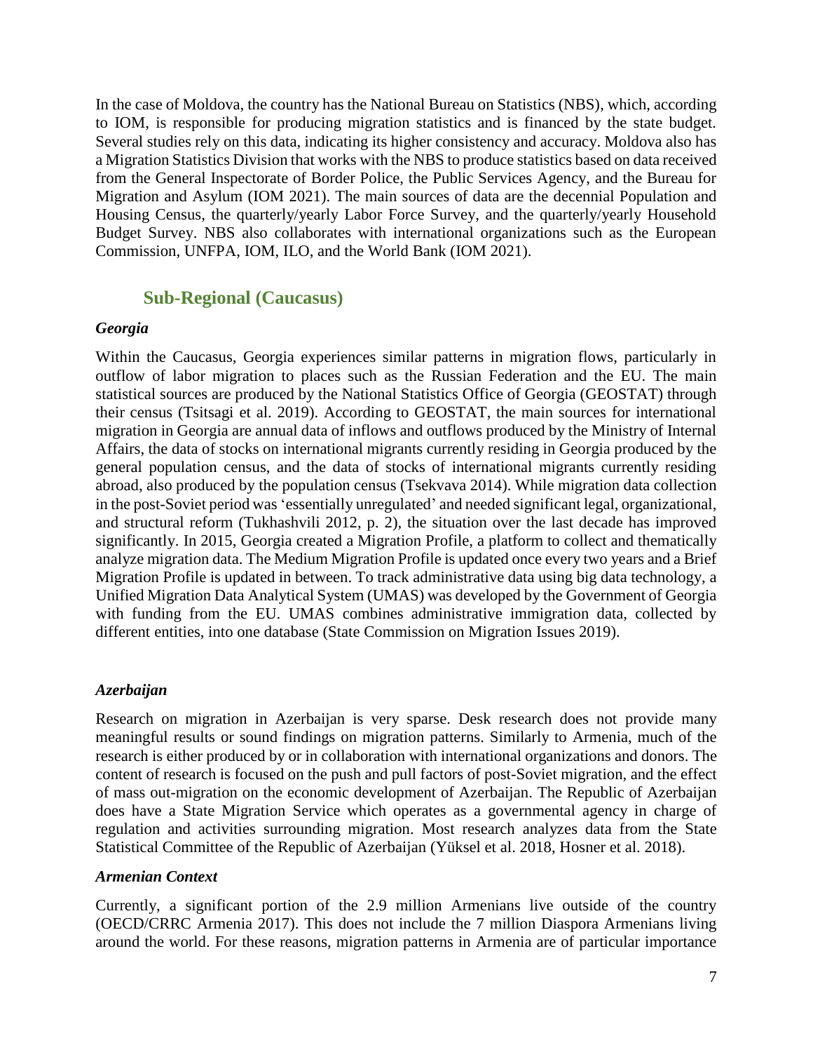In the case of Moldova, the country has the National Bureau on Statistics (NBS), which, according to IOM, is responsible for producing migration statistics and is financed by the state budget. Several studies rely on this data, indicating its higher consistency and accuracy. Moldova also has a Migration Statistics Division that works with the NBS to produce statistics based on data received from the General Inspectorate of Border Police, the Public Services Agency, and the Bureau for Migration and Asylum (IOM 2021). The main sources of data are the decennial Population and Housing Census, the quarterly/yearly Labor Force Survey, and the quarterly/yearly Household Budget Survey. NBS also collaborates with international organizations such as the European Commission, UNFPA, IOM, ILO, and the World Bank (IOM 2021).

## Sub-Regional (Caucasus)

### *Georgia*

Within the Caucasus, Georgia experiences similar patterns in migration flows, particularly in outflow of labor migration to places such as the Russian Federation and the EU. The main statistical sources are produced by the National Statistics Office of Georgia (GEOSTAT) through their census (Tsitsagi et al. 2019). According to GEOSTAT, the main sources for international migration in Georgia are annual data of inflows and outflows produced by the Ministry of Internal Affairs, the data of stocks on international migrants currently residing in Georgia produced by the general population census, and the data of stocks of international migrants currently residing abroad, also produced by the population census (Tsekvava 2014). While migration data collection in the post-Soviet period was 'essentially unregulated' and needed significant legal, organizational, and structural reform (Tukhashvili 2012, p. 2), the situation over the last decade has improved significantly. In 2015, Georgia created a Migration Profile, a platform to collect and thematically analyze migration data. The Medium Migration Profile is updated once every two years and a Brief Migration Profile is updated in between. To track administrative data using big data technology, a Unified Migration Data Analytical System (UMAS) was developed by the Government of Georgia with funding from the EU. UMAS combines administrative immigration data, collected by different entities, into one database (State Commission on Migration Issues 2019).

### *Azerbaijan*

Research on migration in Azerbaijan is very sparse. Desk research does not provide many meaningful results or sound findings on migration patterns. Similarly to Armenia, much of the research is either produced by or in collaboration with international organizations and donors. The content of research is focused on the push and pull factors of post-Soviet migration, and the effect of mass out-migration on the economic development of Azerbaijan. The Republic of Azerbaijan does have a State Migration Service which operates as a governmental agency in charge of regulation and activities surrounding migration. Most research analyzes data from the State Statistical Committee of the Republic of Azerbaijan (Yüksel et al. 2018, Hosner et al. 2018).

### *Armenian Context*

Currently, a significant portion of the 2.9 million Armenians live outside of the country (OECD/CRRC Armenia 2017). This does not include the 7 million Diaspora Armenians living around the world. For these reasons, migration patterns in Armenia are of particular importance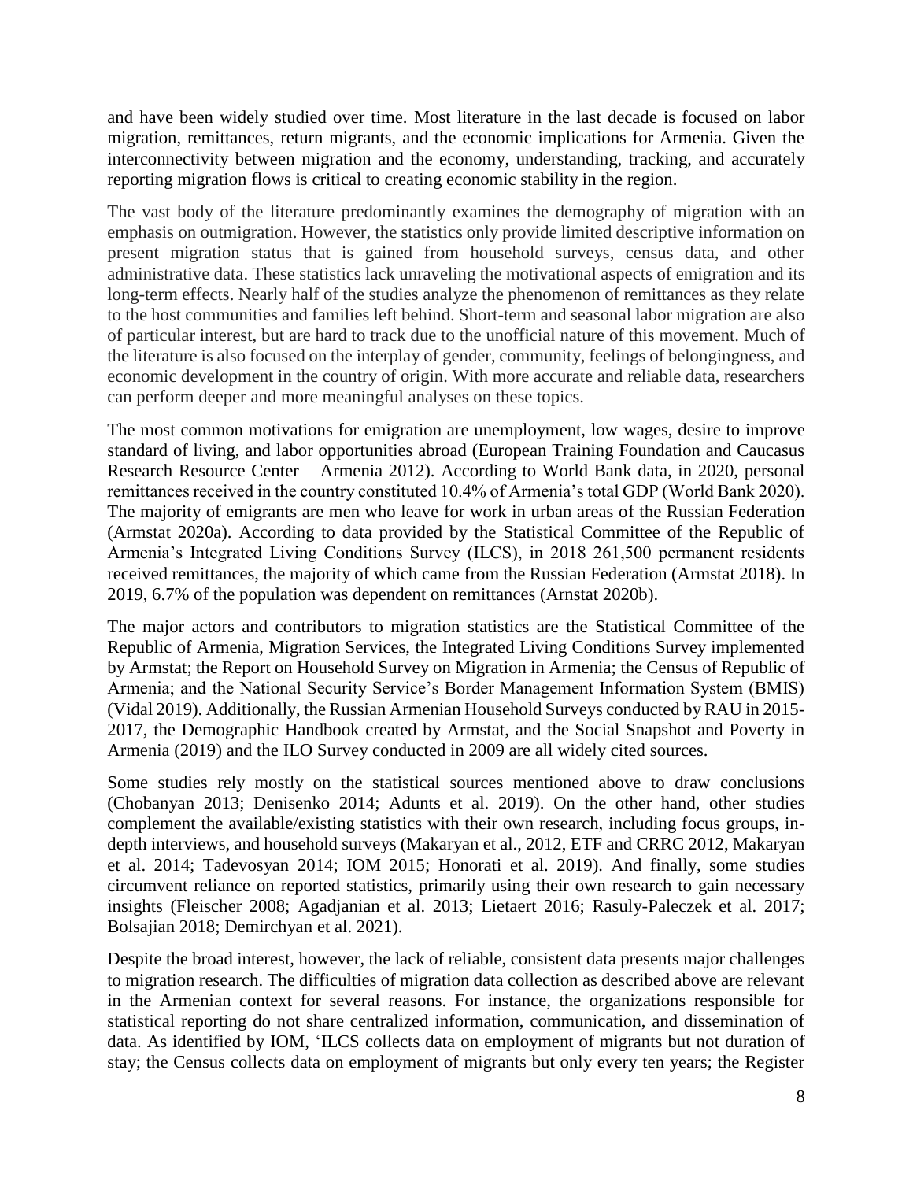and have been widely studied over time. Most literature in the last decade is focused on labor migration, remittances, return migrants, and the economic implications for Armenia. Given the interconnectivity between migration and the economy, understanding, tracking, and accurately reporting migration flows is critical to creating economic stability in the region.

The vast body of the literature predominantly examines the demography of migration with an emphasis on outmigration. However, the statistics only provide limited descriptive information on present migration status that is gained from household surveys, census data, and other administrative data. These statistics lack unraveling the motivational aspects of emigration and its long-term effects. Nearly half of the studies analyze the phenomenon of remittances as they relate to the host communities and families left behind. Short-term and seasonal labor migration are also of particular interest, but are hard to track due to the unofficial nature of this movement. Much of the literature is also focused on the interplay of gender, community, feelings of belongingness, and economic development in the country of origin. With more accurate and reliable data, researchers can perform deeper and more meaningful analyses on these topics.

The most common motivations for emigration are unemployment, low wages, desire to improve standard of living, and labor opportunities abroad (European Training Foundation and Caucasus Research Resource Center – Armenia 2012). According to World Bank data, in 2020, personal remittances received in the country constituted 10.4% of Armenia's total GDP (World Bank 2020). The majority of emigrants are men who leave for work in urban areas of the Russian Federation (Armstat 2020a). According to data provided by the Statistical Committee of the Republic of Armenia's Integrated Living Conditions Survey (ILCS), in 2018 261,500 permanent residents received remittances, the majority of which came from the Russian Federation (Armstat 2018). In 2019, 6.7% of the population was dependent on remittances (Arnstat 2020b).

The major actors and contributors to migration statistics are the Statistical Committee of the Republic of Armenia, Migration Services, the Integrated Living Conditions Survey implemented by Armstat; the Report on Household Survey on Migration in Armenia; the Census of Republic of Armenia; and the National Security Service's Border Management Information System (BMIS) (Vidal 2019). Additionally, the Russian Armenian Household Surveys conducted by RAU in 2015-2017, the Demographic Handbook created by Armstat, and the Social Snapshot and Poverty in Armenia (2019) and the ILO Survey conducted in 2009 are all widely cited sources.

Some studies rely mostly on the statistical sources mentioned above to draw conclusions (Chobanyan 2013; Denisenko 2014; Adunts et al. 2019). On the other hand, other studies complement the available/existing statistics with their own research, including focus groups, in-depth interviews, and household surveys (Makaryan et al., 2012, ETF and CRRC 2012, Makaryan et al. 2014; Tadevosyan 2014; IOM 2015; Honorati et al. 2019). And finally, some studies circumvent reliance on reported statistics, primarily using their own research to gain necessary insights (Fleischer 2008; Agadjanian et al. 2013; Lietaert 2016; Rasuly-Paleczek et al. 2017; Bolsajian 2018; Demirchyan et al. 2021).

Despite the broad interest, however, the lack of reliable, consistent data presents major challenges to migration research. The difficulties of migration data collection as described above are relevant in the Armenian context for several reasons. For instance, the organizations responsible for statistical reporting do not share centralized information, communication, and dissemination of data. As identified by IOM, 'ILCS collects data on employment of migrants but not duration of stay; the Census collects data on employment of migrants but only every ten years; the Register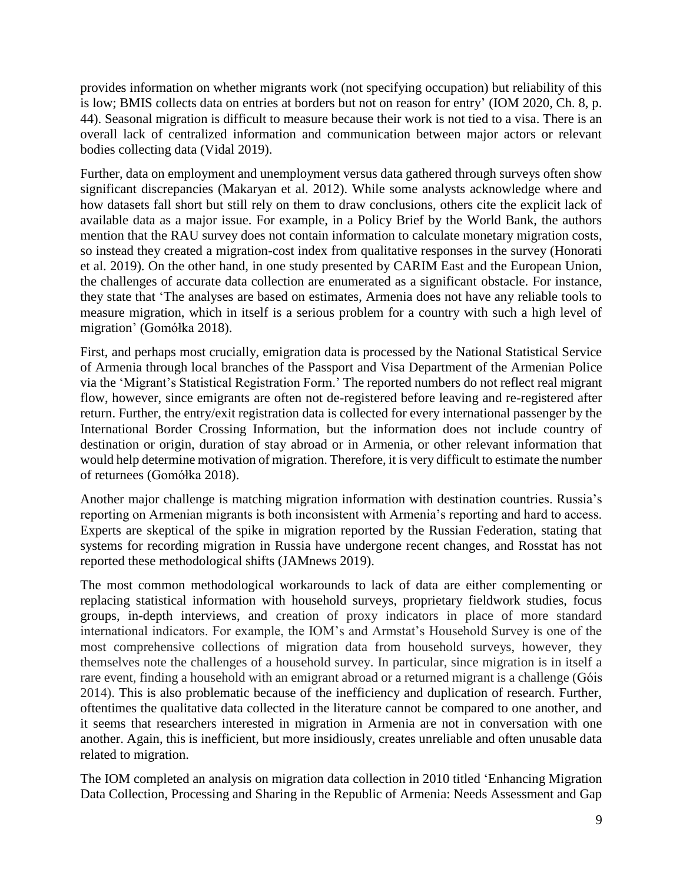provides information on whether migrants work (not specifying occupation) but reliability of this is low; BMIS collects data on entries at borders but not on reason for entry' (IOM 2020, Ch. 8, p. 44). Seasonal migration is difficult to measure because their work is not tied to a visa. There is an overall lack of centralized information and communication between major actors or relevant bodies collecting data (Vidal 2019).

Further, data on employment and unemployment versus data gathered through surveys often show significant discrepancies (Makaryan et al. 2012). While some analysts acknowledge where and how datasets fall short but still rely on them to draw conclusions, others cite the explicit lack of available data as a major issue. For example, in a Policy Brief by the World Bank, the authors mention that the RAU survey does not contain information to calculate monetary migration costs, so instead they created a migration-cost index from qualitative responses in the survey (Honorati et al. 2019). On the other hand, in one study presented by CARIM East and the European Union, the challenges of accurate data collection are enumerated as a significant obstacle. For instance, they state that 'The analyses are based on estimates, Armenia does not have any reliable tools to measure migration, which in itself is a serious problem for a country with such a high level of migration' (Gomółka 2018).

First, and perhaps most crucially, emigration data is processed by the National Statistical Service of Armenia through local branches of the Passport and Visa Department of the Armenian Police via the 'Migrant's Statistical Registration Form.' The reported numbers do not reflect real migrant flow, however, since emigrants are often not de-registered before leaving and re-registered after return. Further, the entry/exit registration data is collected for every international passenger by the International Border Crossing Information, but the information does not include country of destination or origin, duration of stay abroad or in Armenia, or other relevant information that would help determine motivation of migration. Therefore, it is very difficult to estimate the number of returnees (Gomółka 2018).

Another major challenge is matching migration information with destination countries. Russia's reporting on Armenian migrants is both inconsistent with Armenia's reporting and hard to access. Experts are skeptical of the spike in migration reported by the Russian Federation, stating that systems for recording migration in Russia have undergone recent changes, and Rosstat has not reported these methodological shifts (JAMnews 2019).

The most common methodological workarounds to lack of data are either complementing or replacing statistical information with household surveys, proprietary fieldwork studies, focus groups, in-depth interviews, and creation of proxy indicators in place of more standard international indicators. For example, the IOM's and Armstat's Household Survey is one of the most comprehensive collections of migration data from household surveys, however, they themselves note the challenges of a household survey. In particular, since migration is in itself a rare event, finding a household with an emigrant abroad or a returned migrant is a challenge (Góis 2014). This is also problematic because of the inefficiency and duplication of research. Further, oftentimes the qualitative data collected in the literature cannot be compared to one another, and it seems that researchers interested in migration in Armenia are not in conversation with one another. Again, this is inefficient, but more insidiously, creates unreliable and often unusable data related to migration.

The IOM completed an analysis on migration data collection in 2010 titled 'Enhancing Migration Data Collection, Processing and Sharing in the Republic of Armenia: Needs Assessment and Gap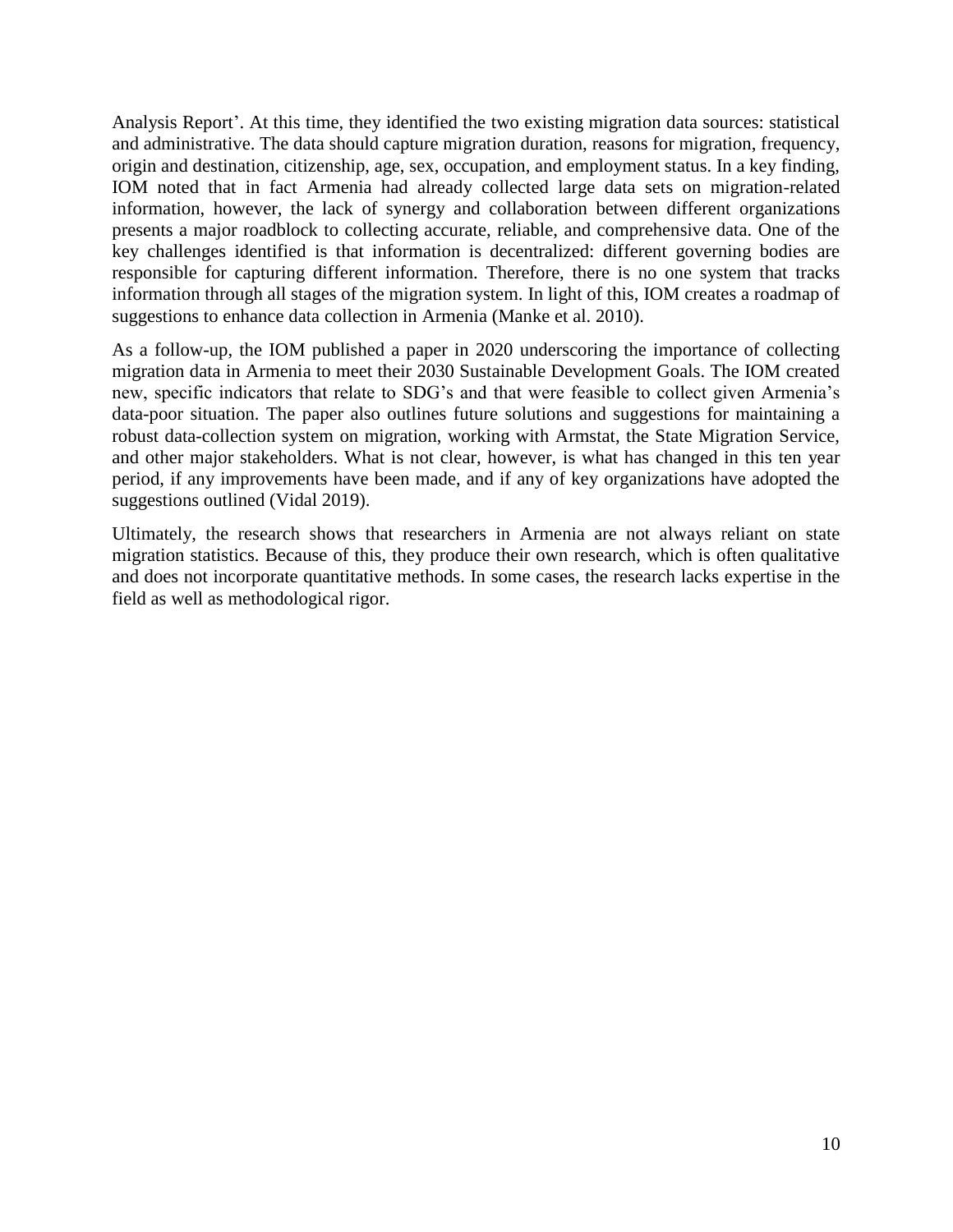Analysis Report'. At this time, they identified the two existing migration data sources: statistical and administrative. The data should capture migration duration, reasons for migration, frequency, origin and destination, citizenship, age, sex, occupation, and employment status. In a key finding, IOM noted that in fact Armenia had already collected large data sets on migration-related information, however, the lack of synergy and collaboration between different organizations presents a major roadblock to collecting accurate, reliable, and comprehensive data. One of the key challenges identified is that information is decentralized: different governing bodies are responsible for capturing different information. Therefore, there is no one system that tracks information through all stages of the migration system. In light of this, IOM creates a roadmap of suggestions to enhance data collection in Armenia (Manke et al. 2010).

As a follow-up, the IOM published a paper in 2020 underscoring the importance of collecting migration data in Armenia to meet their 2030 Sustainable Development Goals. The IOM created new, specific indicators that relate to SDG's and that were feasible to collect given Armenia's data-poor situation. The paper also outlines future solutions and suggestions for maintaining a robust data-collection system on migration, working with Armstat, the State Migration Service, and other major stakeholders. What is not clear, however, is what has changed in this ten year period, if any improvements have been made, and if any of key organizations have adopted the suggestions outlined (Vidal 2019).

Ultimately, the research shows that researchers in Armenia are not always reliant on state migration statistics. Because of this, they produce their own research, which is often qualitative and does not incorporate quantitative methods. In some cases, the research lacks expertise in the field as well as methodological rigor.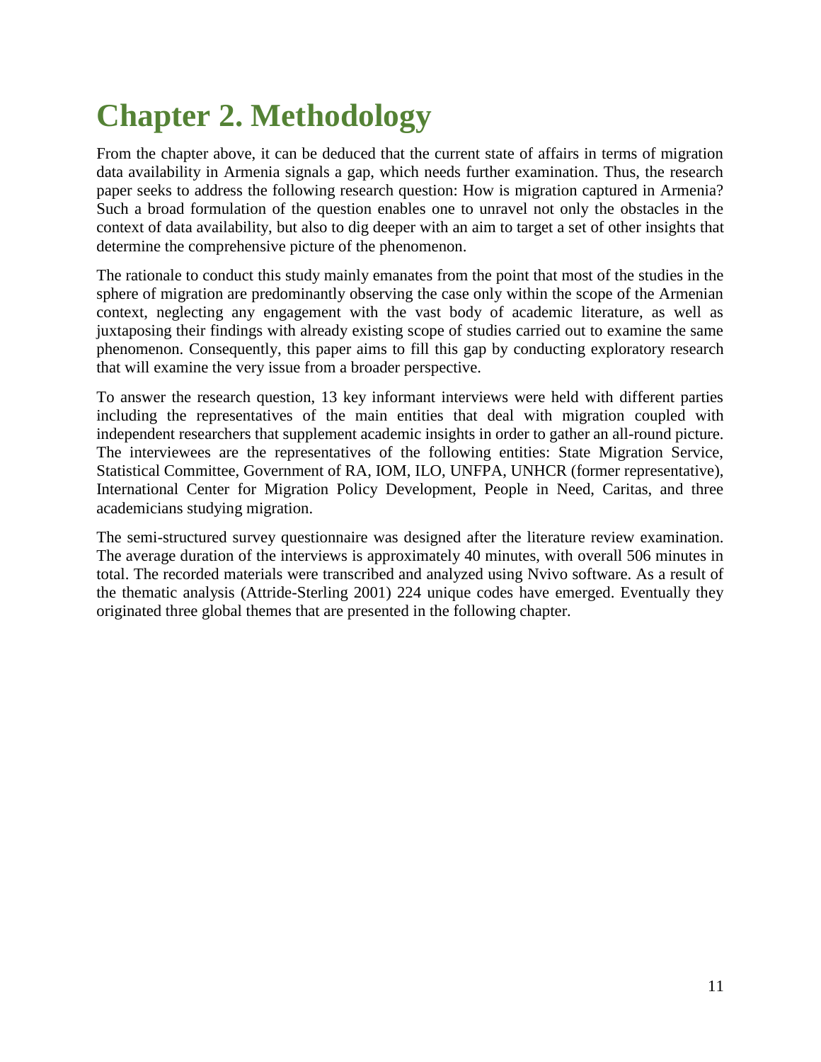# Chapter 2. Methodology

From the chapter above, it can be deduced that the current state of affairs in terms of migration data availability in Armenia signals a gap, which needs further examination. Thus, the research paper seeks to address the following research question: How is migration captured in Armenia? Such a broad formulation of the question enables one to unravel not only the obstacles in the context of data availability, but also to dig deeper with an aim to target a set of other insights that determine the comprehensive picture of the phenomenon.

The rationale to conduct this study mainly emanates from the point that most of the studies in the sphere of migration are predominantly observing the case only within the scope of the Armenian context, neglecting any engagement with the vast body of academic literature, as well as juxtaposing their findings with already existing scope of studies carried out to examine the same phenomenon. Consequently, this paper aims to fill this gap by conducting exploratory research that will examine the very issue from a broader perspective.

To answer the research question, 13 key informant interviews were held with different parties including the representatives of the main entities that deal with migration coupled with independent researchers that supplement academic insights in order to gather an all-round picture. The interviewees are the representatives of the following entities: State Migration Service, Statistical Committee, Government of RA, IOM, ILO, UNFPA, UNHCR (former representative), International Center for Migration Policy Development, People in Need, Caritas, and three academicians studying migration.

The semi-structured survey questionnaire was designed after the literature review examination. The average duration of the interviews is approximately 40 minutes, with overall 506 minutes in total. The recorded materials were transcribed and analyzed using Nvivo software. As a result of the thematic analysis (Attride-Sterling 2001) 224 unique codes have emerged. Eventually they originated three global themes that are presented in the following chapter.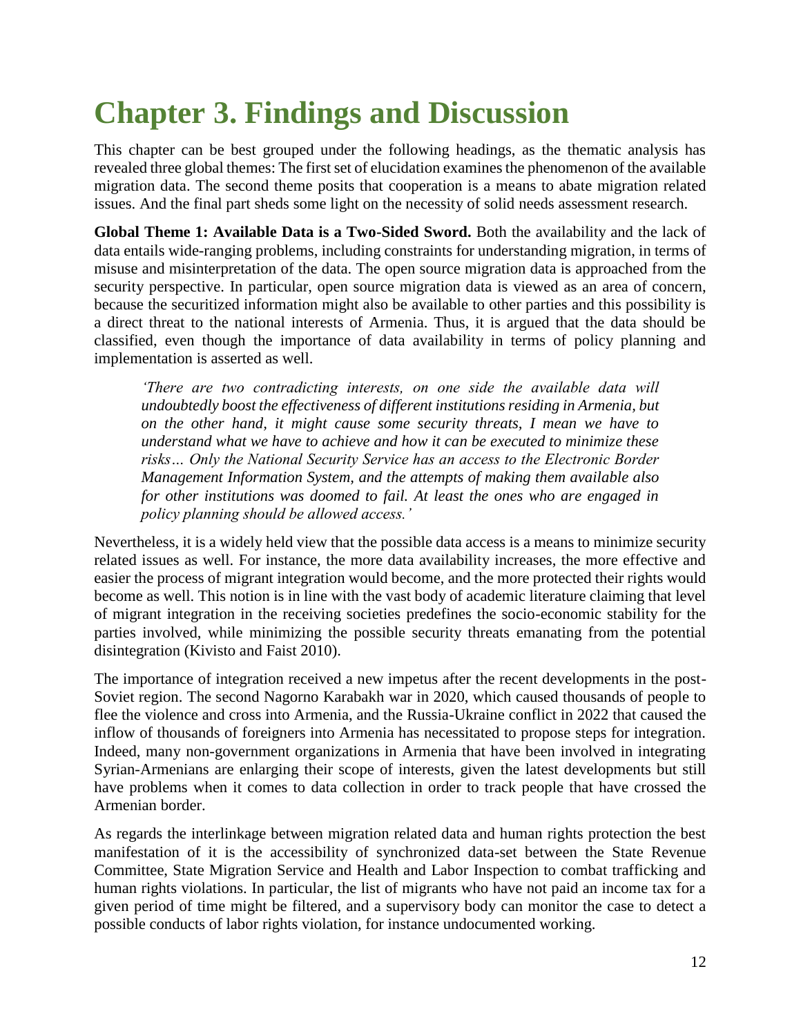# Chapter 3. Findings and Discussion

This chapter can be best grouped under the following headings, as the thematic analysis has revealed three global themes: The first set of elucidation examines the phenomenon of the available migration data. The second theme posits that cooperation is a means to abate migration related issues. And the final part sheds some light on the necessity of solid needs assessment research.

**Global Theme 1: Available Data is a Two-Sided Sword.** Both the availability and the lack of data entails wide-ranging problems, including constraints for understanding migration, in terms of misuse and misinterpretation of the data. The open source migration data is approached from the security perspective. In particular, open source migration data is viewed as an area of concern, because the securitized information might also be available to other parties and this possibility is a direct threat to the national interests of Armenia. Thus, it is argued that the data should be classified, even though the importance of data availability in terms of policy planning and implementation is asserted as well.

> *'There are two contradicting interests, on one side the available data will undoubtedly boost the effectiveness of different institutions residing in Armenia, but on the other hand, it might cause some security threats, I mean we have to understand what we have to achieve and how it can be executed to minimize these risks… Only the National Security Service has an access to the Electronic Border Management Information System, and the attempts of making them available also for other institutions was doomed to fail. At least the ones who are engaged in policy planning should be allowed access.'*

Nevertheless, it is a widely held view that the possible data access is a means to minimize security related issues as well. For instance, the more data availability increases, the more effective and easier the process of migrant integration would become, and the more protected their rights would become as well. This notion is in line with the vast body of academic literature claiming that level of migrant integration in the receiving societies predefines the socio-economic stability for the parties involved, while minimizing the possible security threats emanating from the potential disintegration (Kivisto and Faist 2010).

The importance of integration received a new impetus after the recent developments in the post-Soviet region. The second Nagorno Karabakh war in 2020, which caused thousands of people to flee the violence and cross into Armenia, and the Russia-Ukraine conflict in 2022 that caused the inflow of thousands of foreigners into Armenia has necessitated to propose steps for integration. Indeed, many non-government organizations in Armenia that have been involved in integrating Syrian-Armenians are enlarging their scope of interests, given the latest developments but still have problems when it comes to data collection in order to track people that have crossed the Armenian border.

As regards the interlinkage between migration related data and human rights protection the best manifestation of it is the accessibility of synchronized data-set between the State Revenue Committee, State Migration Service and Health and Labor Inspection to combat trafficking and human rights violations. In particular, the list of migrants who have not paid an income tax for a given period of time might be filtered, and a supervisory body can monitor the case to detect a possible conducts of labor rights violation, for instance undocumented working.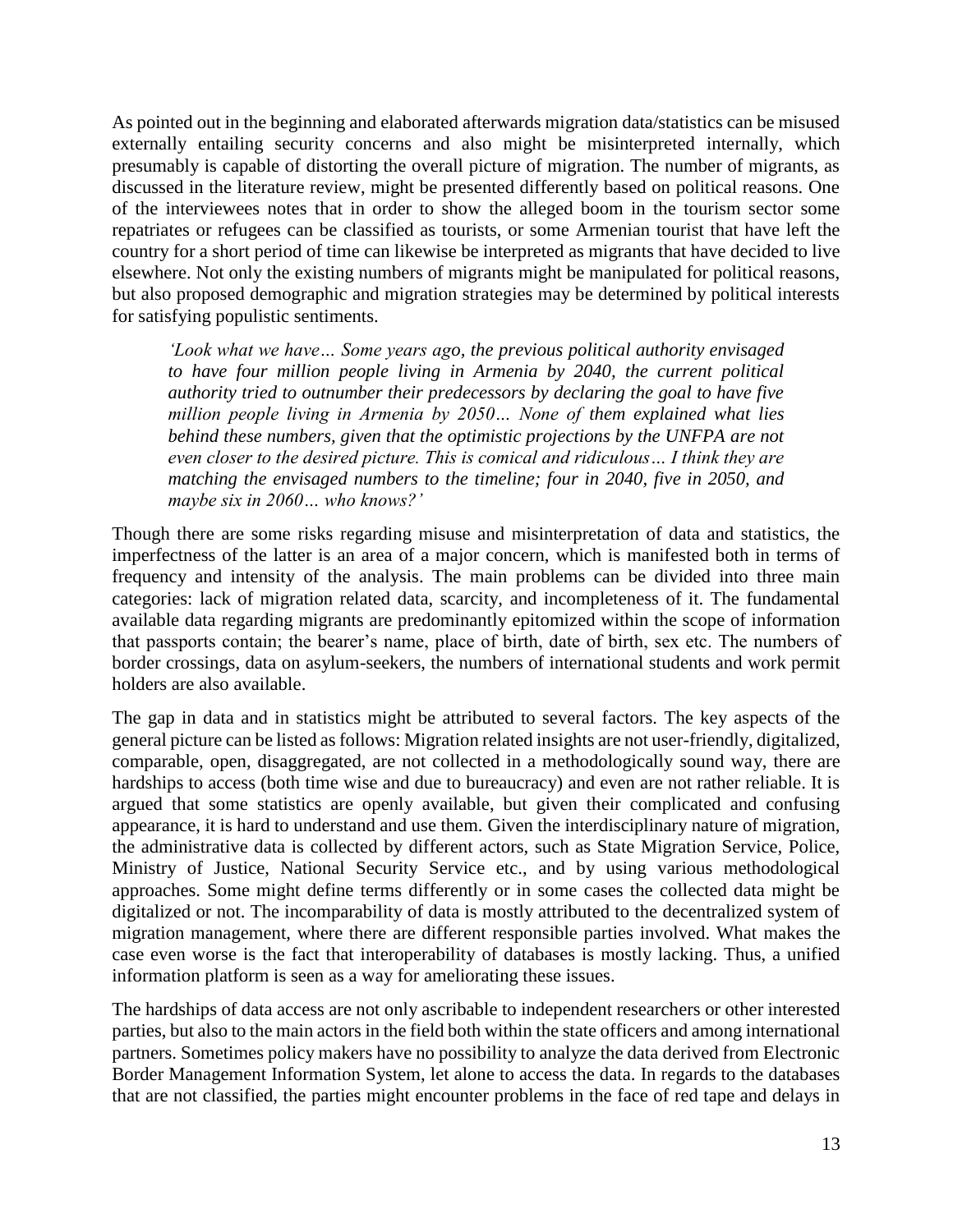As pointed out in the beginning and elaborated afterwards migration data/statistics can be misused externally entailing security concerns and also might be misinterpreted internally, which presumably is capable of distorting the overall picture of migration. The number of migrants, as discussed in the literature review, might be presented differently based on political reasons. One of the interviewees notes that in order to show the alleged boom in the tourism sector some repatriates or refugees can be classified as tourists, or some Armenian tourist that have left the country for a short period of time can likewise be interpreted as migrants that have decided to live elsewhere. Not only the existing numbers of migrants might be manipulated for political reasons, but also proposed demographic and migration strategies may be determined by political interests for satisfying populistic sentiments.

> *'Look what we have… Some years ago, the previous political authority envisaged to have four million people living in Armenia by 2040, the current political authority tried to outnumber their predecessors by declaring the goal to have five million people living in Armenia by 2050… None of them explained what lies behind these numbers, given that the optimistic projections by the UNFPA are not even closer to the desired picture. This is comical and ridiculous… I think they are matching the envisaged numbers to the timeline; four in 2040, five in 2050, and maybe six in 2060… who knows?'*

Though there are some risks regarding misuse and misinterpretation of data and statistics, the imperfectness of the latter is an area of a major concern, which is manifested both in terms of frequency and intensity of the analysis. The main problems can be divided into three main categories: lack of migration related data, scarcity, and incompleteness of it. The fundamental available data regarding migrants are predominantly epitomized within the scope of information that passports contain; the bearer's name, place of birth, date of birth, sex etc. The numbers of border crossings, data on asylum-seekers, the numbers of international students and work permit holders are also available.

The gap in data and in statistics might be attributed to several factors. The key aspects of the general picture can be listed as follows: Migration related insights are not user-friendly, digitalized, comparable, open, disaggregated, are not collected in a methodologically sound way, there are hardships to access (both time wise and due to bureaucracy) and even are not rather reliable. It is argued that some statistics are openly available, but given their complicated and confusing appearance, it is hard to understand and use them. Given the interdisciplinary nature of migration, the administrative data is collected by different actors, such as State Migration Service, Police, Ministry of Justice, National Security Service etc., and by using various methodological approaches. Some might define terms differently or in some cases the collected data might be digitalized or not. The incomparability of data is mostly attributed to the decentralized system of migration management, where there are different responsible parties involved. What makes the case even worse is the fact that interoperability of databases is mostly lacking. Thus, a unified information platform is seen as a way for ameliorating these issues.

The hardships of data access are not only ascribable to independent researchers or other interested parties, but also to the main actors in the field both within the state officers and among international partners. Sometimes policy makers have no possibility to analyze the data derived from Electronic Border Management Information System, let alone to access the data. In regards to the databases that are not classified, the parties might encounter problems in the face of red tape and delays in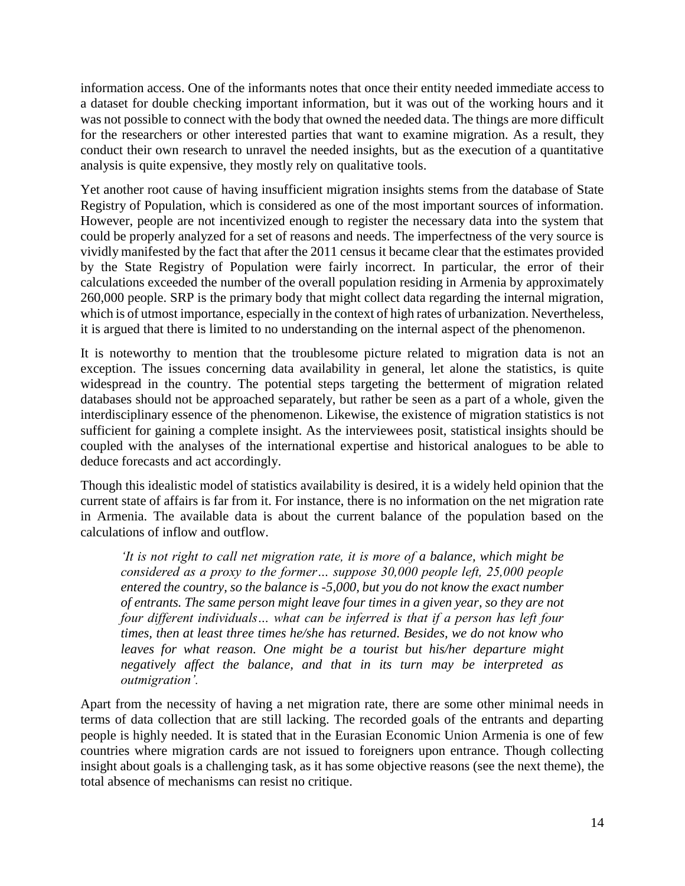information access. One of the informants notes that once their entity needed immediate access to a dataset for double checking important information, but it was out of the working hours and it was not possible to connect with the body that owned the needed data. The things are more difficult for the researchers or other interested parties that want to examine migration. As a result, they conduct their own research to unravel the needed insights, but as the execution of a quantitative analysis is quite expensive, they mostly rely on qualitative tools.

Yet another root cause of having insufficient migration insights stems from the database of State Registry of Population, which is considered as one of the most important sources of information. However, people are not incentivized enough to register the necessary data into the system that could be properly analyzed for a set of reasons and needs. The imperfectness of the very source is vividly manifested by the fact that after the 2011 census it became clear that the estimates provided by the State Registry of Population were fairly incorrect. In particular, the error of their calculations exceeded the number of the overall population residing in Armenia by approximately 260,000 people. SRP is the primary body that might collect data regarding the internal migration, which is of utmost importance, especially in the context of high rates of urbanization. Nevertheless, it is argued that there is limited to no understanding on the internal aspect of the phenomenon.

It is noteworthy to mention that the troublesome picture related to migration data is not an exception. The issues concerning data availability in general, let alone the statistics, is quite widespread in the country. The potential steps targeting the betterment of migration related databases should not be approached separately, but rather be seen as a part of a whole, given the interdisciplinary essence of the phenomenon. Likewise, the existence of migration statistics is not sufficient for gaining a complete insight. As the interviewees posit, statistical insights should be coupled with the analyses of the international expertise and historical analogues to be able to deduce forecasts and act accordingly.

Though this idealistic model of statistics availability is desired, it is a widely held opinion that the current state of affairs is far from it. For instance, there is no information on the net migration rate in Armenia. The available data is about the current balance of the population based on the calculations of inflow and outflow.

> *'It is not right to call net migration rate, it is more of a balance, which might be considered as a proxy to the former… suppose 30,000 people left, 25,000 people entered the country, so the balance is -5,000, but you do not know the exact number of entrants. The same person might leave four times in a given year, so they are not four different individuals… what can be inferred is that if a person has left four times, then at least three times he/she has returned. Besides, we do not know who leaves for what reason. One might be a tourist but his/her departure might negatively affect the balance, and that in its turn may be interpreted as outmigration'.*

Apart from the necessity of having a net migration rate, there are some other minimal needs in terms of data collection that are still lacking. The recorded goals of the entrants and departing people is highly needed. It is stated that in the Eurasian Economic Union Armenia is one of few countries where migration cards are not issued to foreigners upon entrance. Though collecting insight about goals is a challenging task, as it has some objective reasons (see the next theme), the total absence of mechanisms can resist no critique.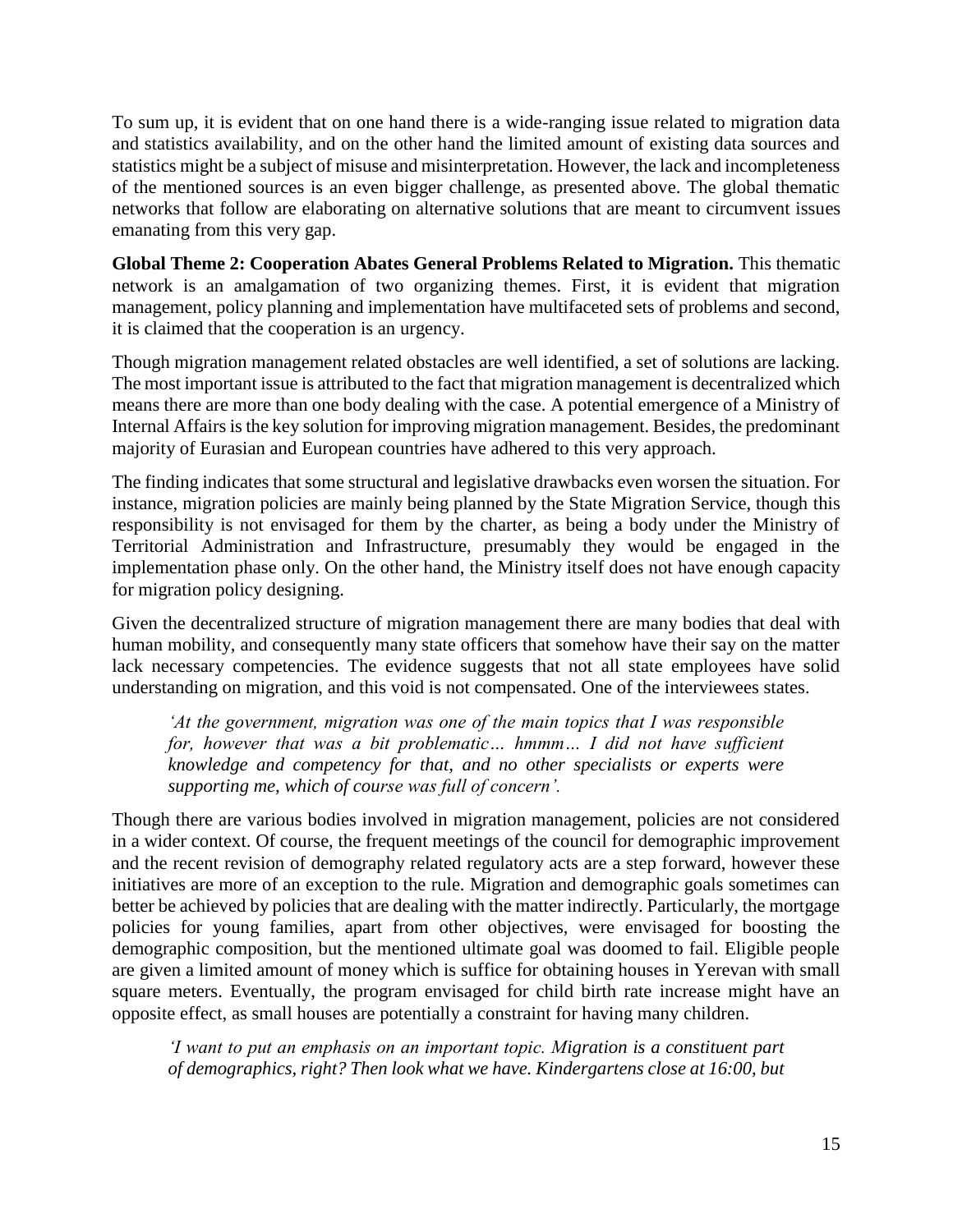To sum up, it is evident that on one hand there is a wide-ranging issue related to migration data and statistics availability, and on the other hand the limited amount of existing data sources and statistics might be a subject of misuse and misinterpretation. However, the lack and incompleteness of the mentioned sources is an even bigger challenge, as presented above. The global thematic networks that follow are elaborating on alternative solutions that are meant to circumvent issues emanating from this very gap.

**Global Theme 2: Cooperation Abates General Problems Related to Migration.** This thematic network is an amalgamation of two organizing themes. First, it is evident that migration management, policy planning and implementation have multifaceted sets of problems and second, it is claimed that the cooperation is an urgency.

Though migration management related obstacles are well identified, a set of solutions are lacking. The most important issue is attributed to the fact that migration management is decentralized which means there are more than one body dealing with the case. A potential emergence of a Ministry of Internal Affairs is the key solution for improving migration management. Besides, the predominant majority of Eurasian and European countries have adhered to this very approach.

The finding indicates that some structural and legislative drawbacks even worsen the situation. For instance, migration policies are mainly being planned by the State Migration Service, though this responsibility is not envisaged for them by the charter, as being a body under the Ministry of Territorial Administration and Infrastructure, presumably they would be engaged in the implementation phase only. On the other hand, the Ministry itself does not have enough capacity for migration policy designing.

Given the decentralized structure of migration management there are many bodies that deal with human mobility, and consequently many state officers that somehow have their say on the matter lack necessary competencies. The evidence suggests that not all state employees have solid understanding on migration, and this void is not compensated. One of the interviewees states.

> *'At the government, migration was one of the main topics that I was responsible for, however that was a bit problematic… hmmm… I did not have sufficient knowledge and competency for that, and no other specialists or experts were supporting me, which of course was full of concern'.*

Though there are various bodies involved in migration management, policies are not considered in a wider context. Of course, the frequent meetings of the council for demographic improvement and the recent revision of demography related regulatory acts are a step forward, however these initiatives are more of an exception to the rule. Migration and demographic goals sometimes can better be achieved by policies that are dealing with the matter indirectly. Particularly, the mortgage policies for young families, apart from other objectives, were envisaged for boosting the demographic composition, but the mentioned ultimate goal was doomed to fail. Eligible people are given a limited amount of money which is suffice for obtaining houses in Yerevan with small square meters. Eventually, the program envisaged for child birth rate increase might have an opposite effect, as small houses are potentially a constraint for having many children.

> *'I want to put an emphasis on an important topic. Migration is a constituent part of demographics, right? Then look what we have. Kindergartens close at 16:00, but*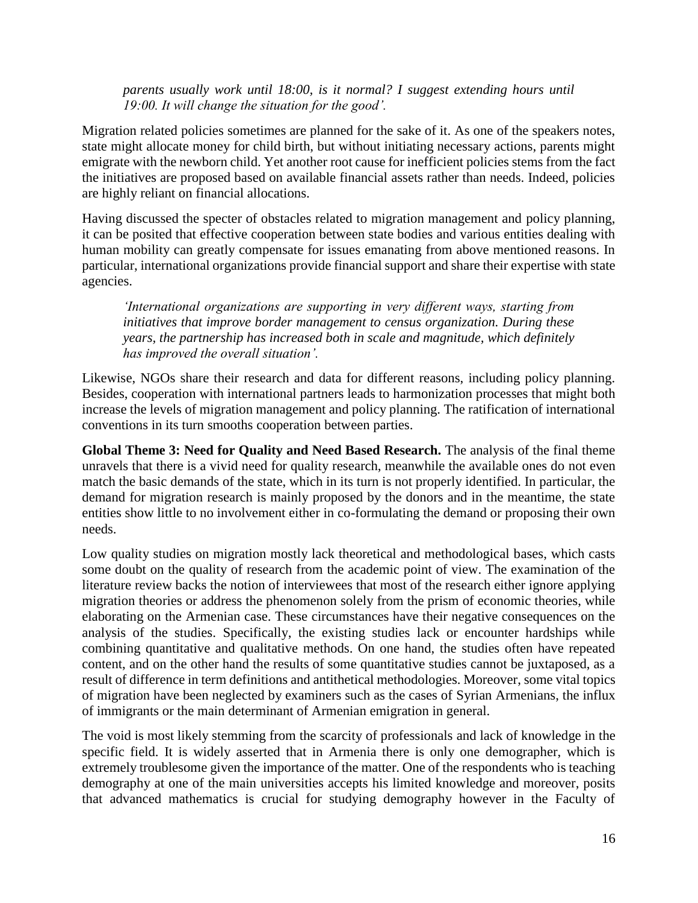*parents usually work until 18:00, is it normal? I suggest extending hours until 19:00. It will change the situation for the good'.*

Migration related policies sometimes are planned for the sake of it. As one of the speakers notes, state might allocate money for child birth, but without initiating necessary actions, parents might emigrate with the newborn child. Yet another root cause for inefficient policies stems from the fact the initiatives are proposed based on available financial assets rather than needs. Indeed, policies are highly reliant on financial allocations.

Having discussed the specter of obstacles related to migration management and policy planning, it can be posited that effective cooperation between state bodies and various entities dealing with human mobility can greatly compensate for issues emanating from above mentioned reasons. In particular, international organizations provide financial support and share their expertise with state agencies.

> *'International organizations are supporting in very different ways, starting from initiatives that improve border management to census organization. During these years, the partnership has increased both in scale and magnitude, which definitely has improved the overall situation'.*

Likewise, NGOs share their research and data for different reasons, including policy planning. Besides, cooperation with international partners leads to harmonization processes that might both increase the levels of migration management and policy planning. The ratification of international conventions in its turn smooths cooperation between parties.

**Global Theme 3: Need for Quality and Need Based Research.** The analysis of the final theme unravels that there is a vivid need for quality research, meanwhile the available ones do not even match the basic demands of the state, which in its turn is not properly identified. In particular, the demand for migration research is mainly proposed by the donors and in the meantime, the state entities show little to no involvement either in co-formulating the demand or proposing their own needs.

Low quality studies on migration mostly lack theoretical and methodological bases, which casts some doubt on the quality of research from the academic point of view. The examination of the literature review backs the notion of interviewees that most of the research either ignore applying migration theories or address the phenomenon solely from the prism of economic theories, while elaborating on the Armenian case. These circumstances have their negative consequences on the analysis of the studies. Specifically, the existing studies lack or encounter hardships while combining quantitative and qualitative methods. On one hand, the studies often have repeated content, and on the other hand the results of some quantitative studies cannot be juxtaposed, as a result of difference in term definitions and antithetical methodologies. Moreover, some vital topics of migration have been neglected by examiners such as the cases of Syrian Armenians, the influx of immigrants or the main determinant of Armenian emigration in general.

The void is most likely stemming from the scarcity of professionals and lack of knowledge in the specific field. It is widely asserted that in Armenia there is only one demographer, which is extremely troublesome given the importance of the matter. One of the respondents who is teaching demography at one of the main universities accepts his limited knowledge and moreover, posits that advanced mathematics is crucial for studying demography however in the Faculty of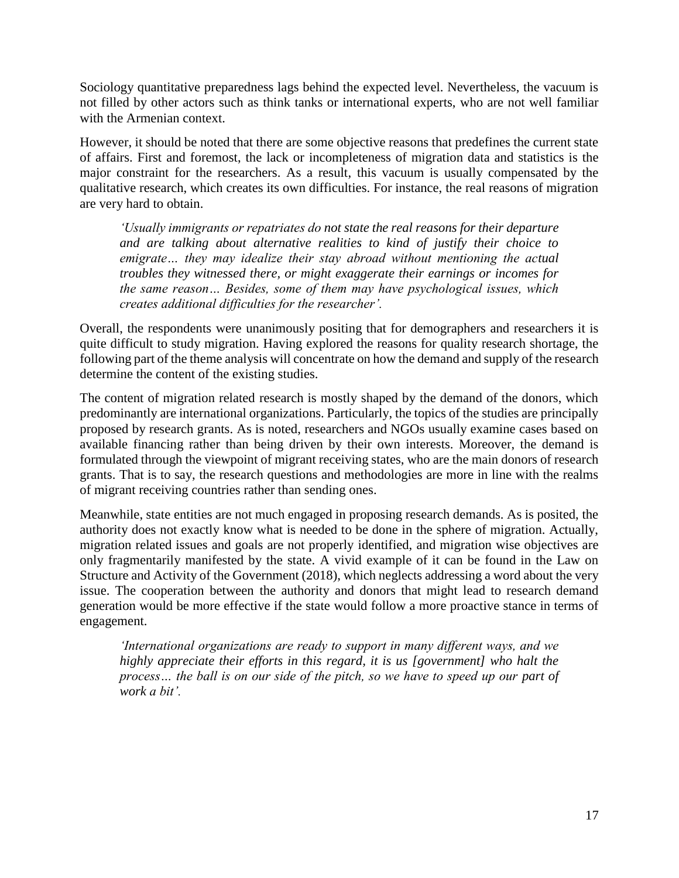Sociology quantitative preparedness lags behind the expected level. Nevertheless, the vacuum is not filled by other actors such as think tanks or international experts, who are not well familiar with the Armenian context.

However, it should be noted that there are some objective reasons that predefines the current state of affairs. First and foremost, the lack or incompleteness of migration data and statistics is the major constraint for the researchers. As a result, this vacuum is usually compensated by the qualitative research, which creates its own difficulties. For instance, the real reasons of migration are very hard to obtain.

> *'Usually immigrants or repatriates do not state the real reasons for their departure and are talking about alternative realities to kind of justify their choice to emigrate… they may idealize their stay abroad without mentioning the actual troubles they witnessed there, or might exaggerate their earnings or incomes for the same reason… Besides, some of them may have psychological issues, which creates additional difficulties for the researcher'.*

Overall, the respondents were unanimously positing that for demographers and researchers it is quite difficult to study migration. Having explored the reasons for quality research shortage, the following part of the theme analysis will concentrate on how the demand and supply of the research determine the content of the existing studies.

The content of migration related research is mostly shaped by the demand of the donors, which predominantly are international organizations. Particularly, the topics of the studies are principally proposed by research grants. As is noted, researchers and NGOs usually examine cases based on available financing rather than being driven by their own interests. Moreover, the demand is formulated through the viewpoint of migrant receiving states, who are the main donors of research grants. That is to say, the research questions and methodologies are more in line with the realms of migrant receiving countries rather than sending ones.

Meanwhile, state entities are not much engaged in proposing research demands. As is posited, the authority does not exactly know what is needed to be done in the sphere of migration. Actually, migration related issues and goals are not properly identified, and migration wise objectives are only fragmentarily manifested by the state. A vivid example of it can be found in the Law on Structure and Activity of the Government (2018), which neglects addressing a word about the very issue. The cooperation between the authority and donors that might lead to research demand generation would be more effective if the state would follow a more proactive stance in terms of engagement.

> *'International organizations are ready to support in many different ways, and we highly appreciate their efforts in this regard, it is us [government] who halt the process… the ball is on our side of the pitch, so we have to speed up our part of work a bit'.*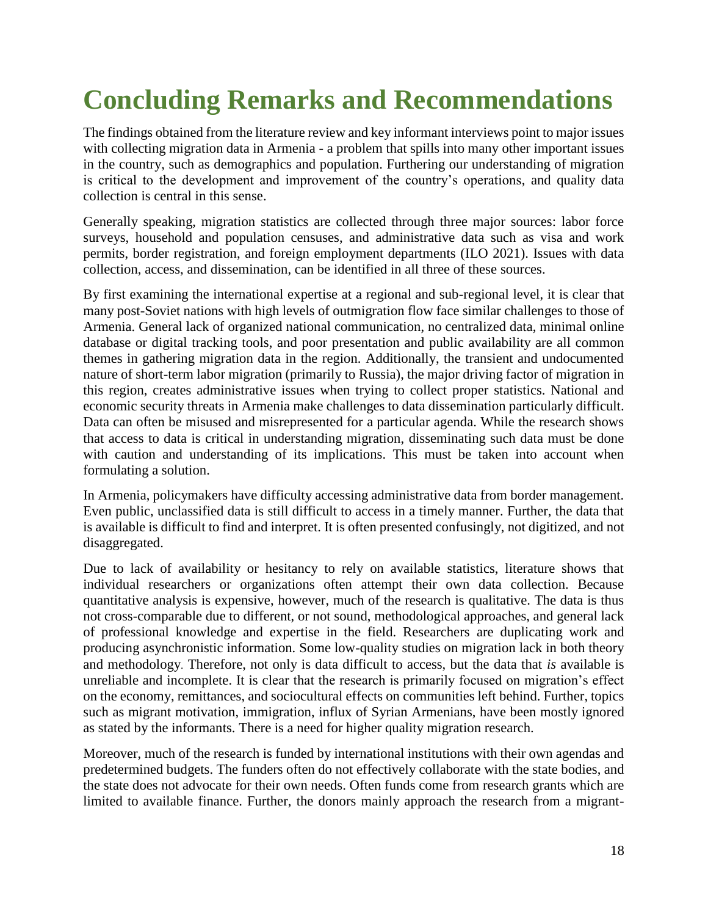# Concluding Remarks and Recommendations

The findings obtained from the literature review and key informant interviews point to major issues with collecting migration data in Armenia - a problem that spills into many other important issues in the country, such as demographics and population. Furthering our understanding of migration is critical to the development and improvement of the country's operations, and quality data collection is central in this sense.

Generally speaking, migration statistics are collected through three major sources: labor force surveys, household and population censuses, and administrative data such as visa and work permits, border registration, and foreign employment departments (ILO 2021). Issues with data collection, access, and dissemination, can be identified in all three of these sources.

By first examining the international expertise at a regional and sub-regional level, it is clear that many post-Soviet nations with high levels of outmigration flow face similar challenges to those of Armenia. General lack of organized national communication, no centralized data, minimal online database or digital tracking tools, and poor presentation and public availability are all common themes in gathering migration data in the region. Additionally, the transient and undocumented nature of short-term labor migration (primarily to Russia), the major driving factor of migration in this region, creates administrative issues when trying to collect proper statistics. National and economic security threats in Armenia make challenges to data dissemination particularly difficult. Data can often be misused and misrepresented for a particular agenda. While the research shows that access to data is critical in understanding migration, disseminating such data must be done with caution and understanding of its implications. This must be taken into account when formulating a solution.

In Armenia, policymakers have difficulty accessing administrative data from border management. Even public, unclassified data is still difficult to access in a timely manner. Further, the data that is available is difficult to find and interpret. It is often presented confusingly, not digitized, and not disaggregated.

Due to lack of availability or hesitancy to rely on available statistics, literature shows that individual researchers or organizations often attempt their own data collection. Because quantitative analysis is expensive, however, much of the research is qualitative. The data is thus not cross-comparable due to different, or not sound, methodological approaches, and general lack of professional knowledge and expertise in the field. Researchers are duplicating work and producing asynchronistic information. Some low-quality studies on migration lack in both theory and methodology. Therefore, not only is data difficult to access, but the data that *is* available is unreliable and incomplete. It is clear that the research is primarily focused on migration's effect on the economy, remittances, and sociocultural effects on communities left behind. Further, topics such as migrant motivation, immigration, influx of Syrian Armenians, have been mostly ignored as stated by the informants. There is a need for higher quality migration research.

Moreover, much of the research is funded by international institutions with their own agendas and predetermined budgets. The funders often do not effectively collaborate with the state bodies, and the state does not advocate for their own needs. Often funds come from research grants which are limited to available finance. Further, the donors mainly approach the research from a migrant-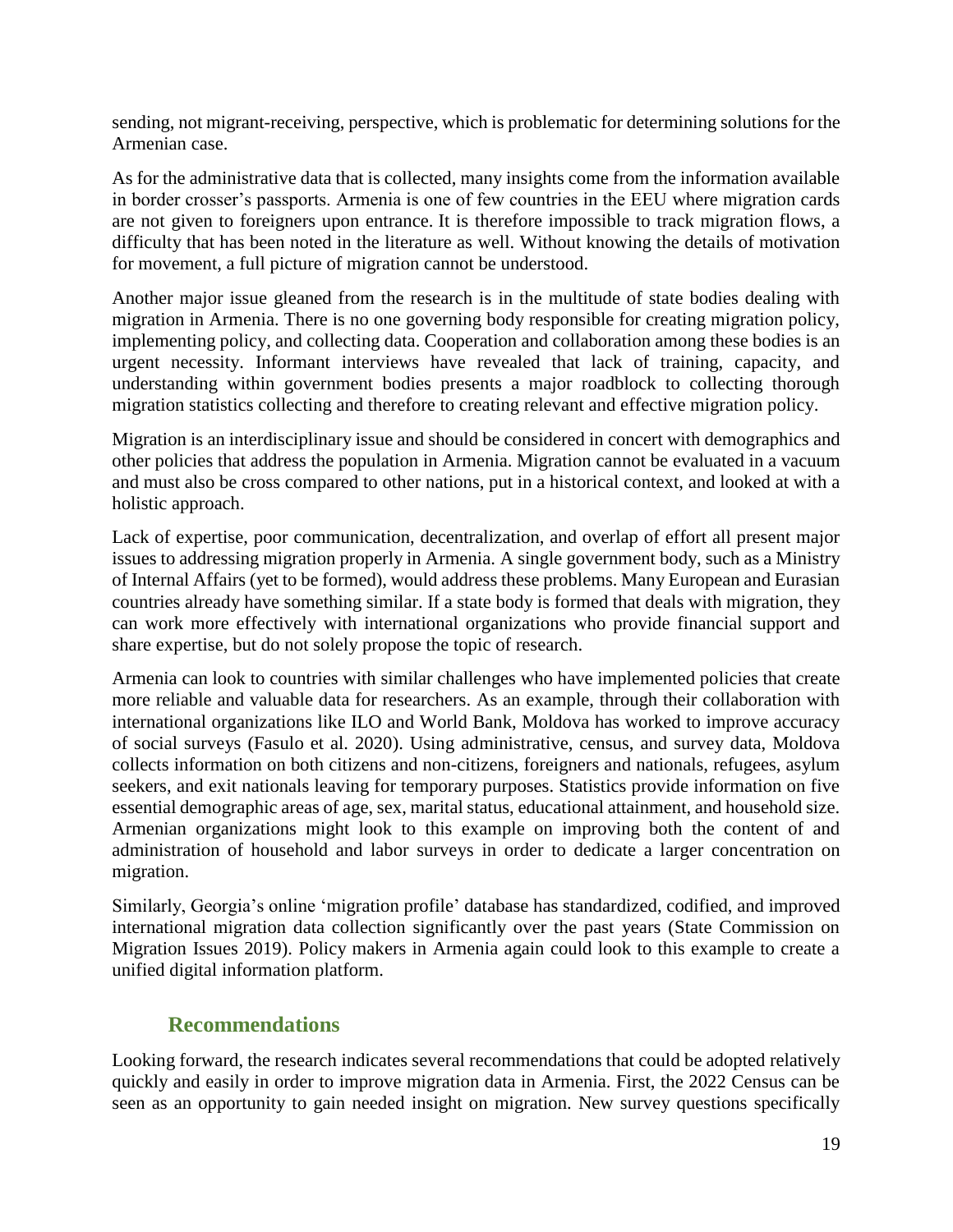sending, not migrant-receiving, perspective, which is problematic for determining solutions for the Armenian case.

As for the administrative data that is collected, many insights come from the information available in border crosser's passports. Armenia is one of few countries in the EEU where migration cards are not given to foreigners upon entrance. It is therefore impossible to track migration flows, a difficulty that has been noted in the literature as well. Without knowing the details of motivation for movement, a full picture of migration cannot be understood.

Another major issue gleaned from the research is in the multitude of state bodies dealing with migration in Armenia. There is no one governing body responsible for creating migration policy, implementing policy, and collecting data. Cooperation and collaboration among these bodies is an urgent necessity. Informant interviews have revealed that lack of training, capacity, and understanding within government bodies presents a major roadblock to collecting thorough migration statistics collecting and therefore to creating relevant and effective migration policy.

Migration is an interdisciplinary issue and should be considered in concert with demographics and other policies that address the population in Armenia. Migration cannot be evaluated in a vacuum and must also be cross compared to other nations, put in a historical context, and looked at with a holistic approach.

Lack of expertise, poor communication, decentralization, and overlap of effort all present major issues to addressing migration properly in Armenia. A single government body, such as a Ministry of Internal Affairs (yet to be formed), would address these problems. Many European and Eurasian countries already have something similar. If a state body is formed that deals with migration, they can work more effectively with international organizations who provide financial support and share expertise, but do not solely propose the topic of research.

Armenia can look to countries with similar challenges who have implemented policies that create more reliable and valuable data for researchers. As an example, through their collaboration with international organizations like ILO and World Bank, Moldova has worked to improve accuracy of social surveys (Fasulo et al. 2020). Using administrative, census, and survey data, Moldova collects information on both citizens and non-citizens, foreigners and nationals, refugees, asylum seekers, and exit nationals leaving for temporary purposes. Statistics provide information on five essential demographic areas of age, sex, marital status, educational attainment, and household size. Armenian organizations might look to this example on improving both the content of and administration of household and labor surveys in order to dedicate a larger concentration on migration.

Similarly, Georgia's online 'migration profile' database has standardized, codified, and improved international migration data collection significantly over the past years (State Commission on Migration Issues 2019). Policy makers in Armenia again could look to this example to create a unified digital information platform.

## Recommendations

Looking forward, the research indicates several recommendations that could be adopted relatively quickly and easily in order to improve migration data in Armenia. First, the 2022 Census can be seen as an opportunity to gain needed insight on migration. New survey questions specifically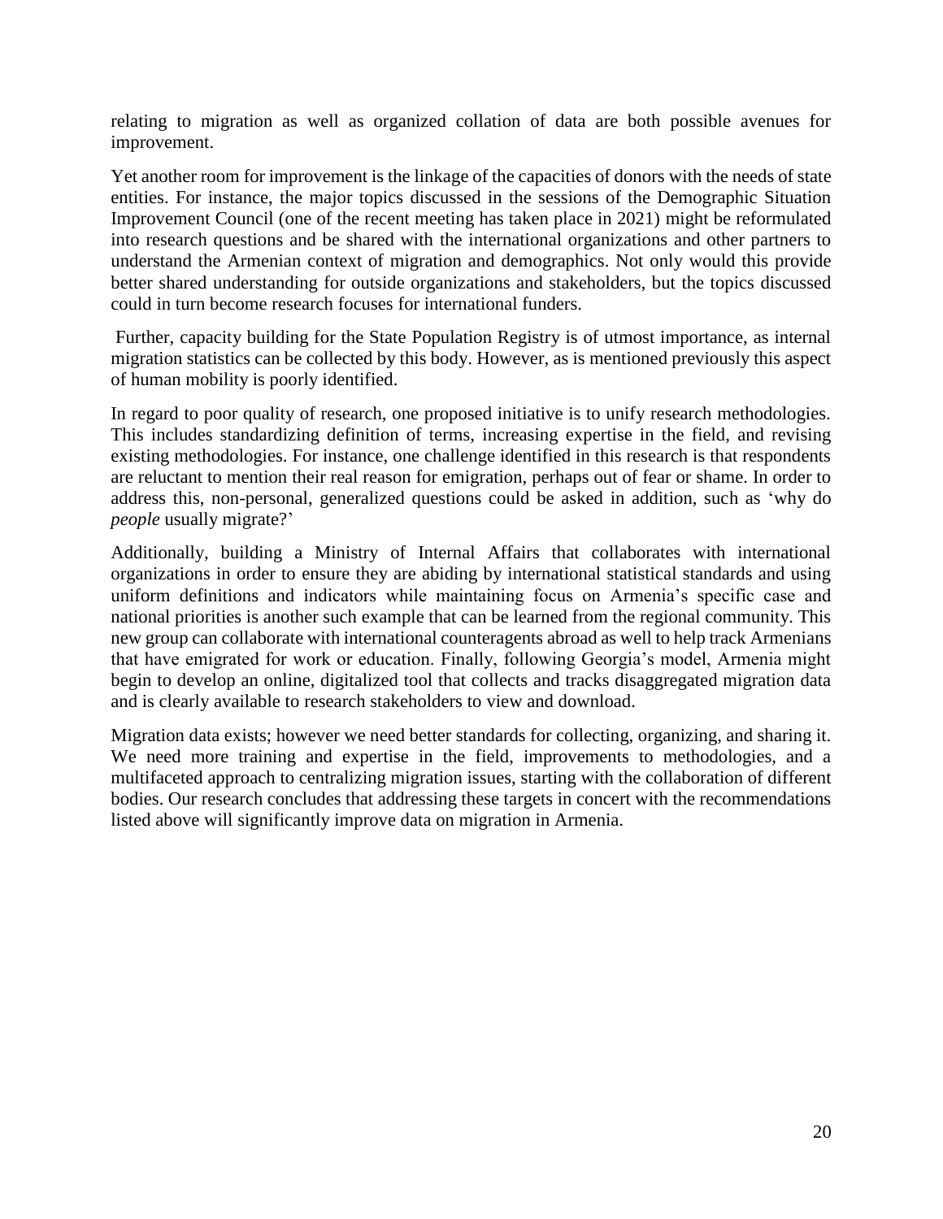relating to migration as well as organized collation of data are both possible avenues for improvement.

Yet another room for improvement is the linkage of the capacities of donors with the needs of state entities. For instance, the major topics discussed in the sessions of the Demographic Situation Improvement Council (one of the recent meeting has taken place in 2021) might be reformulated into research questions and be shared with the international organizations and other partners to understand the Armenian context of migration and demographics. Not only would this provide better shared understanding for outside organizations and stakeholders, but the topics discussed could in turn become research focuses for international funders.

Further, capacity building for the State Population Registry is of utmost importance, as internal migration statistics can be collected by this body. However, as is mentioned previously this aspect of human mobility is poorly identified.

In regard to poor quality of research, one proposed initiative is to unify research methodologies. This includes standardizing definition of terms, increasing expertise in the field, and revising existing methodologies. For instance, one challenge identified in this research is that respondents are reluctant to mention their real reason for emigration, perhaps out of fear or shame. In order to address this, non-personal, generalized questions could be asked in addition, such as 'why do *people* usually migrate?'

Additionally, building a Ministry of Internal Affairs that collaborates with international organizations in order to ensure they are abiding by international statistical standards and using uniform definitions and indicators while maintaining focus on Armenia's specific case and national priorities is another such example that can be learned from the regional community. This new group can collaborate with international counteragents abroad as well to help track Armenians that have emigrated for work or education. Finally, following Georgia's model, Armenia might begin to develop an online, digitalized tool that collects and tracks disaggregated migration data and is clearly available to research stakeholders to view and download.

Migration data exists; however we need better standards for collecting, organizing, and sharing it. We need more training and expertise in the field, improvements to methodologies, and a multifaceted approach to centralizing migration issues, starting with the collaboration of different bodies. Our research concludes that addressing these targets in concert with the recommendations listed above will significantly improve data on migration in Armenia.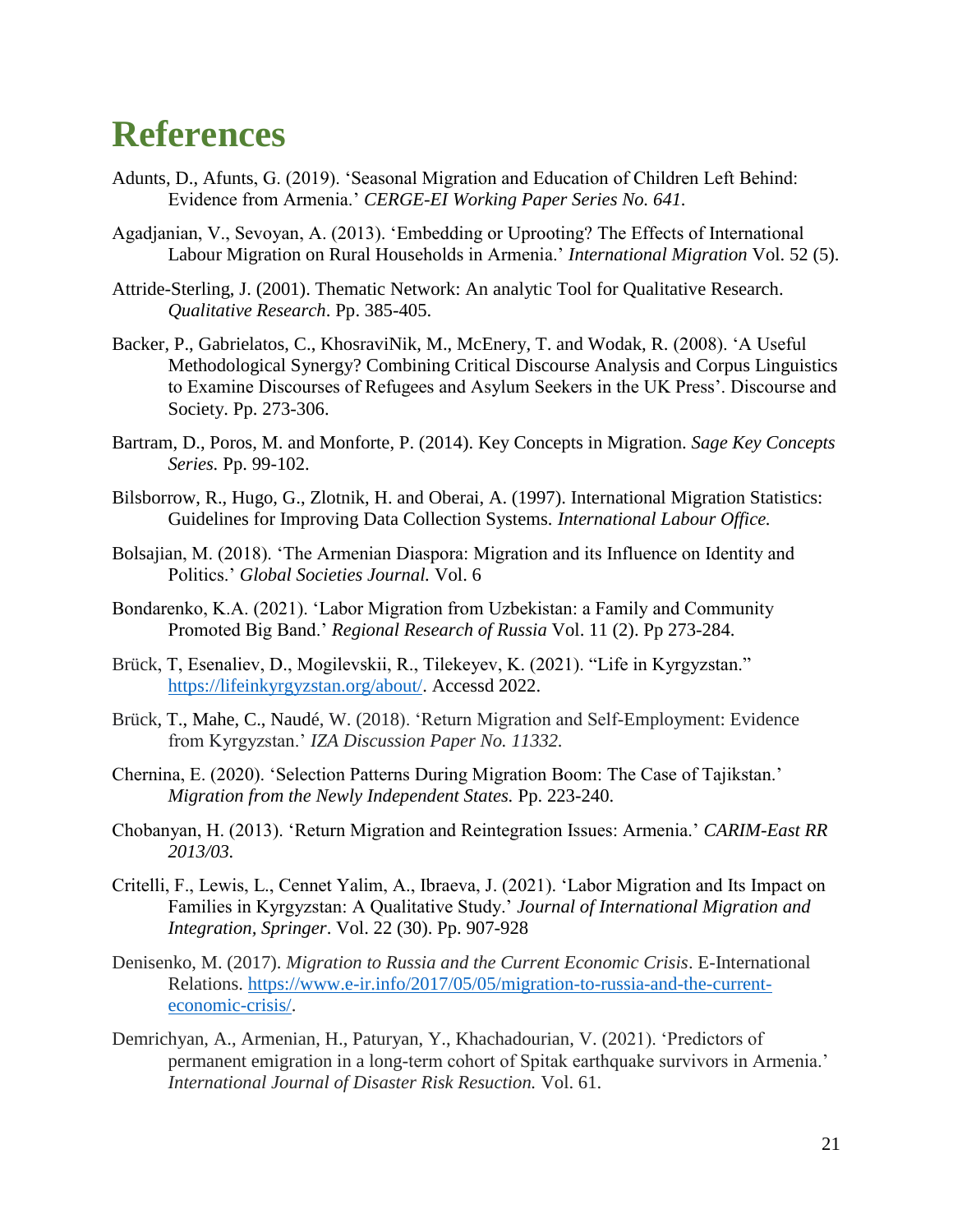# References

Adunts, D., Afunts, G. (2019). 'Seasonal Migration and Education of Children Left Behind: Evidence from Armenia.' *CERGE-EI Working Paper Series No. 641.*

Agadjanian, V., Sevoyan, A. (2013). 'Embedding or Uprooting? The Effects of International Labour Migration on Rural Households in Armenia.' *International Migration* Vol. 52 (5).

Attride-Sterling, J. (2001). Thematic Network: An analytic Tool for Qualitative Research. *Qualitative Research*. Pp. 385-405.

Backer, P., Gabrielatos, C., KhosraviNik, M., McEnery, T. and Wodak, R. (2008). 'A Useful Methodological Synergy? Combining Critical Discourse Analysis and Corpus Linguistics to Examine Discourses of Refugees and Asylum Seekers in the UK Press'. Discourse and Society. Pp. 273-306.

Bartram, D., Poros, M. and Monforte, P. (2014). Key Concepts in Migration. *Sage Key Concepts Series.* Pp. 99-102.

Bilsborrow, R., Hugo, G., Zlotnik, H. and Oberai, A. (1997). International Migration Statistics: Guidelines for Improving Data Collection Systems. *International Labour Office.*

Bolsajian, M. (2018). 'The Armenian Diaspora: Migration and its Influence on Identity and Politics.' *Global Societies Journal.* Vol. 6

Bondarenko, K.A. (2021). 'Labor Migration from Uzbekistan: a Family and Community Promoted Big Band.' *Regional Research of Russia* Vol. 11 (2). Pp 273-284.

Brück, T, Esenaliev, D., Mogilevskii, R., Tilekeyev, K. (2021). "Life in Kyrgyzstan." [https://lifeinkyrgyzstan.org/about/](https://lifeinkyrgyzstan.org/about/). Accessd 2022.

Brück, T., Mahe, C., Naudé, W. (2018). 'Return Migration and Self-Employment: Evidence from Kyrgyzstan.' *IZA Discussion Paper No. 11332.*

Chernina, E. (2020). 'Selection Patterns During Migration Boom: The Case of Tajikstan.' *Migration from the Newly Independent States.* Pp. 223-240.

Chobanyan, H. (2013). 'Return Migration and Reintegration Issues: Armenia.' *CARIM-East RR 2013/03.*

Critelli, F., Lewis, L., Cennet Yalim, A., Ibraeva, J. (2021). 'Labor Migration and Its Impact on Families in Kyrgyzstan: A Qualitative Study.' *Journal of International Migration and Integration, Springer*. Vol. 22 (30). Pp. 907-928

Denisenko, M. (2017). *Migration to Russia and the Current Economic Crisis*. E-International Relations. [https://www.e-ir.info/2017/05/05/migration-to-russia-and-the-current-economic-crisis/](https://www.e-ir.info/2017/05/05/migration-to-russia-and-the-current-economic-crisis/).

Demrichyan, A., Armenian, H., Paturyan, Y., Khachadourian, V. (2021). 'Predictors of permanent emigration in a long-term cohort of Spitak earthquake survivors in Armenia.' *International Journal of Disaster Risk Resuction.* Vol. 61.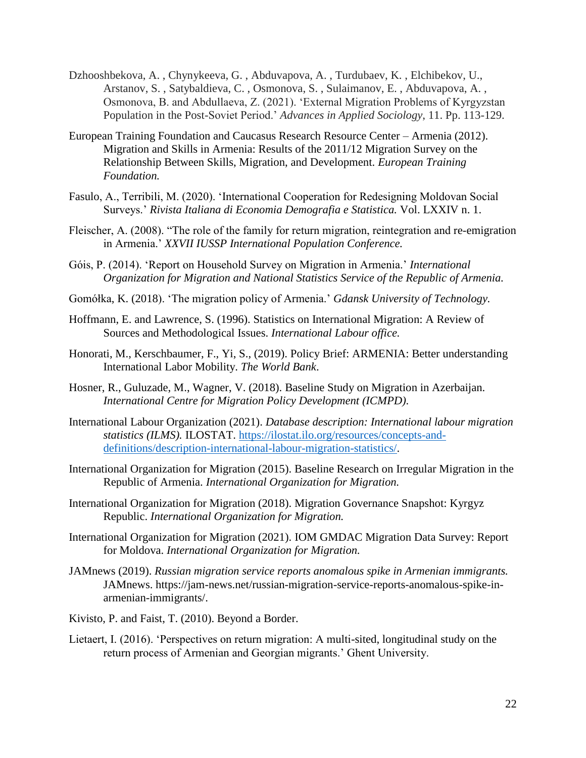Dzhooshbekova, A. , Chynykeeva, G. , Abduvapova, A. , Turdubaev, K. , Elchibekov, U., Arstanov, S. , Satybaldieva, C. , Osmonova, S. , Sulaimanov, E. , Abduvapova, A. , Osmonova, B. and Abdullaeva, Z. (2021). 'External Migration Problems of Kyrgyzstan Population in the Post-Soviet Period.' *Advances in Applied Sociology*, 11. Pp. 113-129.

European Training Foundation and Caucasus Research Resource Center – Armenia (2012). Migration and Skills in Armenia: Results of the 2011/12 Migration Survey on the Relationship Between Skills, Migration, and Development. *European Training Foundation.*

Fasulo, A., Terribili, M. (2020). 'International Cooperation for Redesigning Moldovan Social Surveys.' *Rivista Italiana di Economia Demografia e Statistica.* Vol. LXXIV n. 1.

Fleischer, A. (2008). "The role of the family for return migration, reintegration and re-emigration in Armenia.' *XXVII IUSSP International Population Conference.*

Góis, P. (2014). 'Report on Household Survey on Migration in Armenia.' *International Organization for Migration and National Statistics Service of the Republic of Armenia.*

Gomółka, K. (2018). 'The migration policy of Armenia.' *Gdansk University of Technology.*

Hoffmann, E. and Lawrence, S. (1996). Statistics on International Migration: A Review of Sources and Methodological Issues. *International Labour office.*

Honorati, M., Kerschbaumer, F., Yi, S., (2019). Policy Brief: ARMENIA: Better understanding International Labor Mobility. *The World Bank*.

Hosner, R., Guluzade, M., Wagner, V. (2018). Baseline Study on Migration in Azerbaijan. *International Centre for Migration Policy Development (ICMPD).*

International Labour Organization (2021). *Database description: International labour migration statistics (ILMS).* ILOSTAT. https://ilostat.ilo.org/resources/concepts-and-definitions/description-international-labour-migration-statistics/.

International Organization for Migration (2015). Baseline Research on Irregular Migration in the Republic of Armenia. *International Organization for Migration.*

International Organization for Migration (2018). Migration Governance Snapshot: Kyrgyz Republic. *International Organization for Migration.*

International Organization for Migration (2021). IOM GMDAC Migration Data Survey: Report for Moldova. *International Organization for Migration.*

JAMnews (2019). *Russian migration service reports anomalous spike in Armenian immigrants.* JAMnews. https://jam-news.net/russian-migration-service-reports-anomalous-spike-in-armenian-immigrants/.

Kivisto, P. and Faist, T. (2010). Beyond a Border.

Lietaert, I. (2016). 'Perspectives on return migration: A multi-sited, longitudinal study on the return process of Armenian and Georgian migrants.' Ghent University.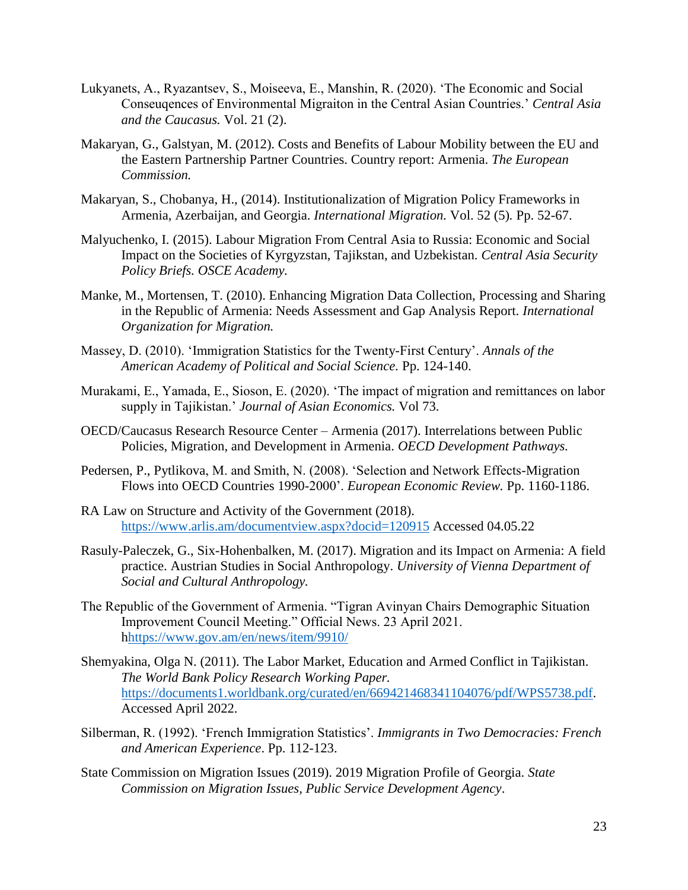Lukyanets, A., Ryazantsev, S., Moiseeva, E., Manshin, R. (2020). 'The Economic and Social Conseuqences of Environmental Migraiton in the Central Asian Countries.' *Central Asia and the Caucasus.* Vol. 21 (2).

Makaryan, G., Galstyan, M. (2012). Costs and Benefits of Labour Mobility between the EU and the Eastern Partnership Partner Countries. Country report: Armenia. *The European Commission.*

Makaryan, S., Chobanya, H., (2014). Institutionalization of Migration Policy Frameworks in Armenia, Azerbaijan, and Georgia. *International Migration.* Vol. 52 (5)*.* Pp. 52-67.

Malyuchenko, I. (2015). Labour Migration From Central Asia to Russia: Economic and Social Impact on the Societies of Kyrgyzstan, Tajikstan, and Uzbekistan. *Central Asia Security Policy Briefs. OSCE Academy.*

Manke, M., Mortensen, T. (2010). Enhancing Migration Data Collection, Processing and Sharing in the Republic of Armenia: Needs Assessment and Gap Analysis Report. *International Organization for Migration.*

Massey, D. (2010). 'Immigration Statistics for the Twenty-First Century'. *Annals of the American Academy of Political and Social Science.* Pp. 124-140.

Murakami, E., Yamada, E., Sioson, E. (2020). 'The impact of migration and remittances on labor supply in Tajikistan.' *Journal of Asian Economics.* Vol 73.

OECD/Caucasus Research Resource Center – Armenia (2017). Interrelations between Public Policies, Migration, and Development in Armenia. *OECD Development Pathways.*

Pedersen, P., Pytlikova, M. and Smith, N. (2008). 'Selection and Network Effects-Migration Flows into OECD Countries 1990-2000'. *European Economic Review.* Pp. 1160-1186.

RA Law on Structure and Activity of the Government (2018). https://www.arlis.am/documentview.aspx?docid=120915 Accessed 04.05.22

Rasuly-Paleczek, G., Six-Hohenbalken, M. (2017). Migration and its Impact on Armenia: A field practice. Austrian Studies in Social Anthropology. *University of Vienna Department of Social and Cultural Anthropology.*

The Republic of the Government of Armenia. "Tigran Avinyan Chairs Demographic Situation Improvement Council Meeting." Official News. 23 April 2021. hhttps://www.gov.am/en/news/item/9910/

Shemyakina, Olga N. (2011). The Labor Market, Education and Armed Conflict in Tajikistan. *The World Bank Policy Research Working Paper.* https://documents1.worldbank.org/curated/en/669421468341104076/pdf/WPS5738.pdf. Accessed April 2022.

Silberman, R. (1992). 'French Immigration Statistics'. *Immigrants in Two Democracies: French and American Experience*. Pp. 112-123.

State Commission on Migration Issues (2019). 2019 Migration Profile of Georgia. *State Commission on Migration Issues, Public Service Development Agency*.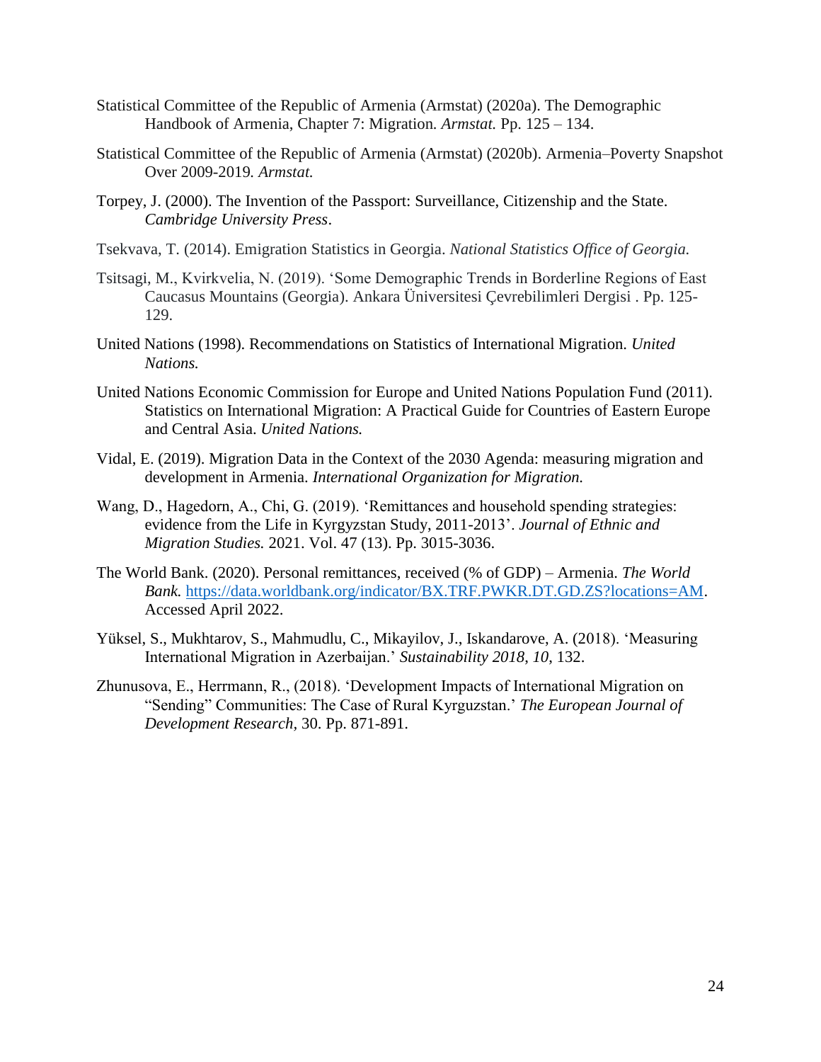Statistical Committee of the Republic of Armenia (Armstat) (2020a). The Demographic Handbook of Armenia, Chapter 7: Migration. *Armstat.* Pp. 125 – 134.

Statistical Committee of the Republic of Armenia (Armstat) (2020b). Armenia–Poverty Snapshot Over 2009-2019. *Armstat.*

Torpey, J. (2000). The Invention of the Passport: Surveillance, Citizenship and the State. *Cambridge University Press*.

Tsekvava, T. (2014). Emigration Statistics in Georgia. *National Statistics Office of Georgia.*

Tsitsagi, M., Kvirkvelia, N. (2019). 'Some Demographic Trends in Borderline Regions of East Caucasus Mountains (Georgia). Ankara Üniversitesi Çevrebilimleri Dergisi . Pp. 125-129.

United Nations (1998). Recommendations on Statistics of International Migration. *United Nations.*

United Nations Economic Commission for Europe and United Nations Population Fund (2011). Statistics on International Migration: A Practical Guide for Countries of Eastern Europe and Central Asia. *United Nations.*

Vidal, E. (2019). Migration Data in the Context of the 2030 Agenda: measuring migration and development in Armenia. *International Organization for Migration.*

Wang, D., Hagedorn, A., Chi, G. (2019). 'Remittances and household spending strategies: evidence from the Life in Kyrgyzstan Study, 2011-2013'. *Journal of Ethnic and Migration Studies.* 2021. Vol. 47 (13). Pp. 3015-3036.

The World Bank. (2020). Personal remittances, received (% of GDP) – Armenia. *The World Bank.* https://data.worldbank.org/indicator/BX.TRF.PWKR.DT.GD.ZS?locations=AM. Accessed April 2022.

Yüksel, S., Mukhtarov, S., Mahmudlu, C., Mikayilov, J., Iskandarove, A. (2018). 'Measuring International Migration in Azerbaijan.' *Sustainability 2018*, *10*, 132.

Zhunusova, E., Herrmann, R., (2018). 'Development Impacts of International Migration on "Sending" Communities: The Case of Rural Kyrguzstan.' *The European Journal of Development Research,* 30. Pp. 871-891.